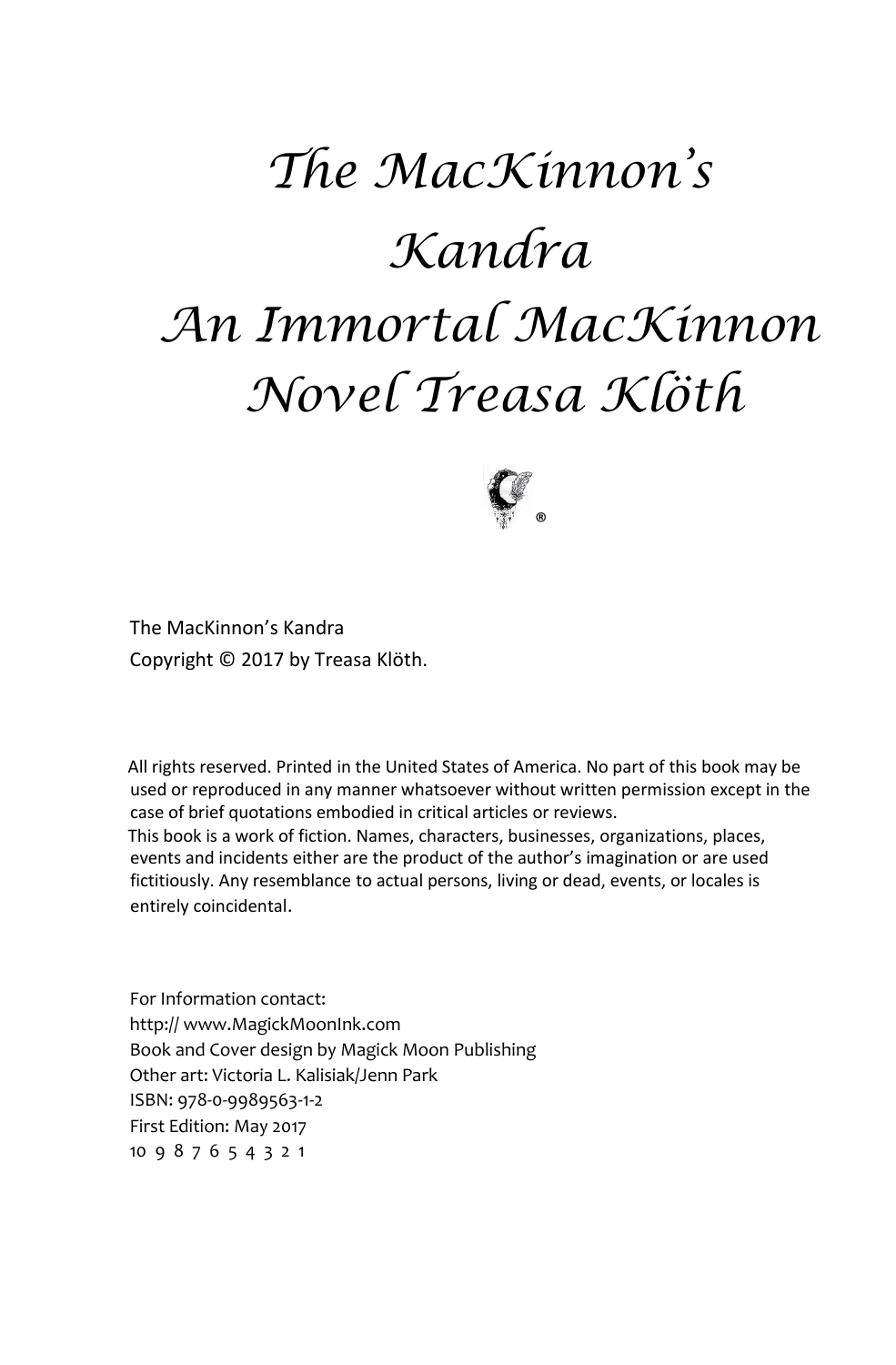# *The MacKinnon's Kandra*
# *An Immortal MacKinnon Novel Treasa Klöth*

The MacKinnon's Kandra
Copyright © 2017 by Treasa Klöth.

All rights reserved. Printed in the United States of America. No part of this book may be used or reproduced in any manner whatsoever without written permission except in the case of brief quotations embodied in critical articles or reviews.
This book is a work of fiction. Names, characters, businesses, organizations, places, events and incidents either are the product of the author's imagination or are used fictitiously. Any resemblance to actual persons, living or dead, events, or locales is entirely coincidental.

For Information contact:
http:// www.MagickMoonInk.com
Book and Cover design by Magick Moon Publishing
Other art: Victoria L. Kalisiak/Jenn Park
ISBN: 978-0-9989563-1-2
First Edition: May 2017
10 9 8 7 6 5 4 3 2 1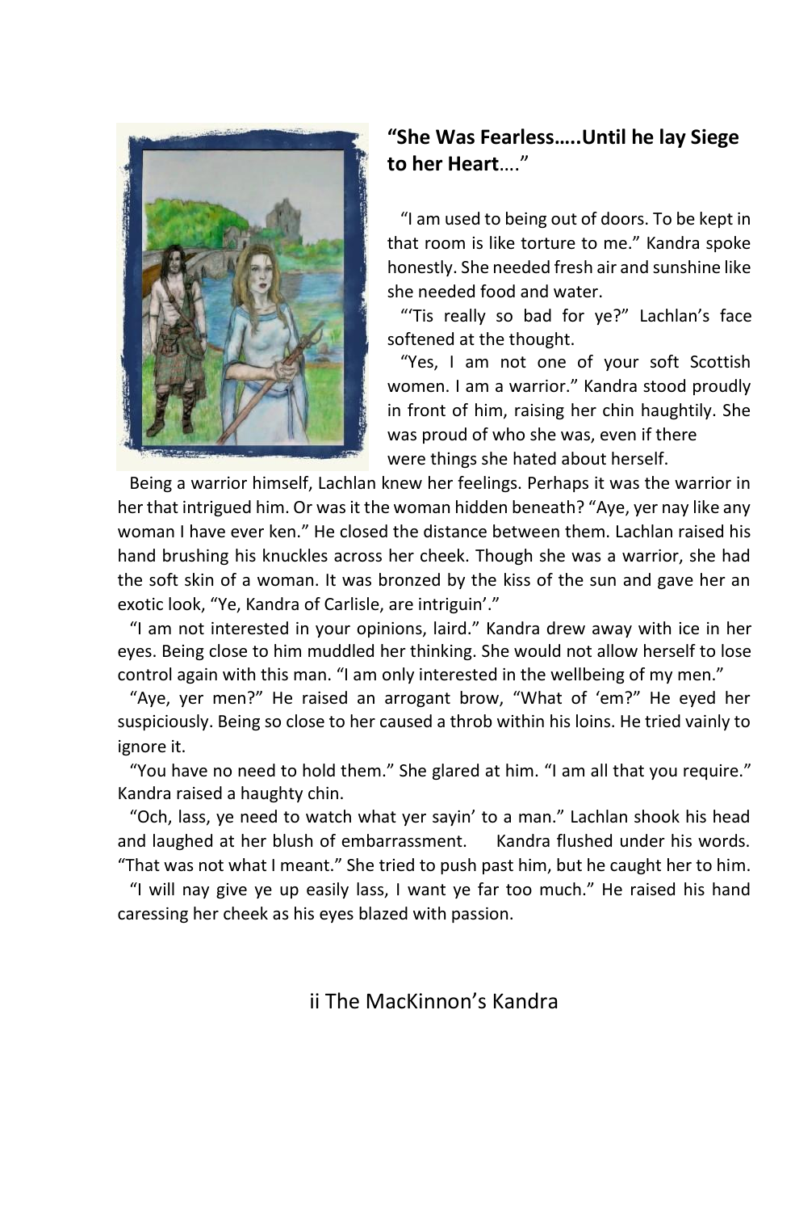**"She Was Fearless…..Until he lay Siege to her Heart…."**

"I am used to being out of doors. To be kept in that room is like torture to me." Kandra spoke honestly. She needed fresh air and sunshine like she needed food and water.

"'Tis really so bad for ye?" Lachlan's face softened at the thought.

"Yes, I am not one of your soft Scottish women. I am a warrior." Kandra stood proudly in front of him, raising her chin haughtily. She was proud of who she was, even if there were things she hated about herself.

Being a warrior himself, Lachlan knew her feelings. Perhaps it was the warrior in her that intrigued him. Or was it the woman hidden beneath? "Aye, yer nay like any woman I have ever ken." He closed the distance between them. Lachlan raised his hand brushing his knuckles across her cheek. Though she was a warrior, she had the soft skin of a woman. It was bronzed by the kiss of the sun and gave her an exotic look, "Ye, Kandra of Carlisle, are intriguin'."

"I am not interested in your opinions, laird." Kandra drew away with ice in her eyes. Being close to him muddled her thinking. She would not allow herself to lose control again with this man. "I am only interested in the wellbeing of my men."

"Aye, yer men?" He raised an arrogant brow, "What of 'em?" He eyed her suspiciously. Being so close to her caused a throb within his loins. He tried vainly to ignore it.

"You have no need to hold them." She glared at him. "I am all that you require." Kandra raised a haughty chin.

"Och, lass, ye need to watch what yer sayin' to a man." Lachlan shook his head and laughed at her blush of embarrassment. Kandra flushed under his words. "That was not what I meant." She tried to push past him, but he caught her to him.

"I will nay give ye up easily lass, I want ye far too much." He raised his hand caressing her cheek as his eyes blazed with passion.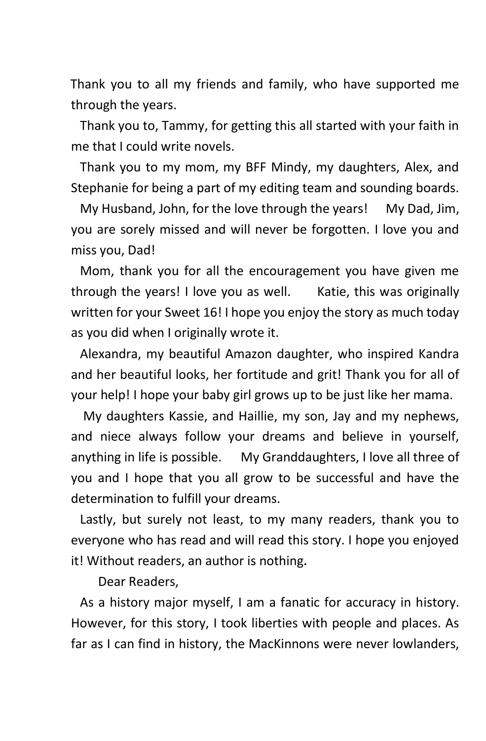Thank you to all my friends and family, who have supported me through the years.

Thank you to, Tammy, for getting this all started with your faith in me that I could write novels.

Thank you to my mom, my BFF Mindy, my daughters, Alex, and Stephanie for being a part of my editing team and sounding boards.

My Husband, John, for the love through the years!     My Dad, Jim, you are sorely missed and will never be forgotten. I love you and miss you, Dad!

Mom, thank you for all the encouragement you have given me through the years! I love you as well.     Katie, this was originally written for your Sweet 16! I hope you enjoy the story as much today as you did when I originally wrote it.

Alexandra, my beautiful Amazon daughter, who inspired Kandra and her beautiful looks, her fortitude and grit! Thank you for all of your help! I hope your baby girl grows up to be just like her mama.

My daughters Kassie, and Haillie, my son, Jay and my nephews, and niece always follow your dreams and believe in yourself, anything in life is possible.     My Granddaughters, I love all three of you and I hope that you all grow to be successful and have the determination to fulfill your dreams.

Lastly, but surely not least, to my many readers, thank you to everyone who has read and will read this story. I hope you enjoyed it! Without readers, an author is nothing.

Dear Readers,

As a history major myself, I am a fanatic for accuracy in history. However, for this story, I took liberties with people and places. As far as I can find in history, the MacKinnons were never lowlanders,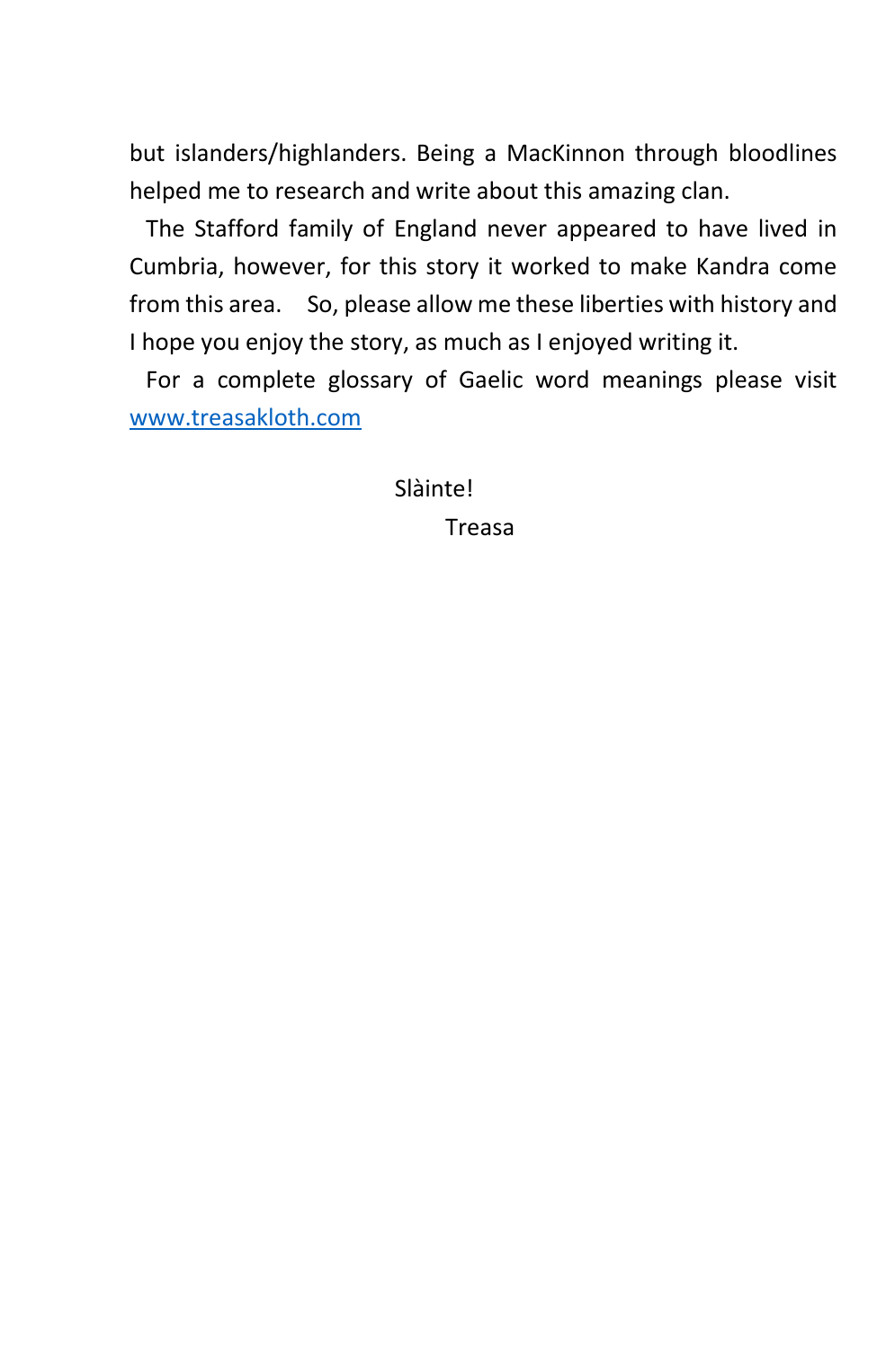but islanders/highlanders. Being a MacKinnon through bloodlines helped me to research and write about this amazing clan.

The Stafford family of England never appeared to have lived in Cumbria, however, for this story it worked to make Kandra come from this area. So, please allow me these liberties with history and I hope you enjoy the story, as much as I enjoyed writing it.

For a complete glossary of Gaelic word meanings please visit [www.treasakloth.com](http://www.treasakloth.com)

Slàinte!

Treasa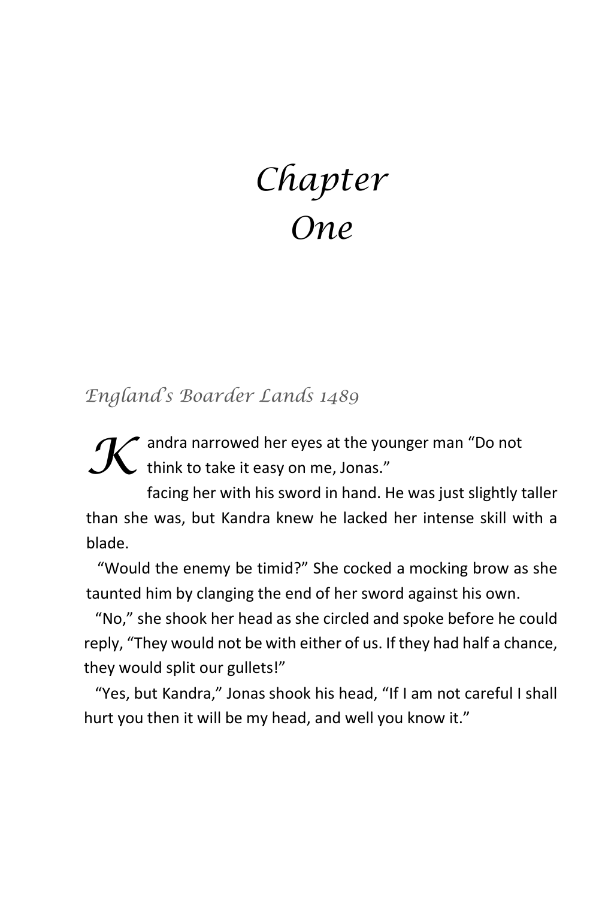# Chapter One

*England's Boarder Lands 1489*

Kandra narrowed her eyes at the younger man "Do not think to take it easy on me, Jonas."

facing her with his sword in hand. He was just slightly taller than she was, but Kandra knew he lacked her intense skill with a blade.

"Would the enemy be timid?" She cocked a mocking brow as she taunted him by clanging the end of her sword against his own.

"No," she shook her head as she circled and spoke before he could reply, "They would not be with either of us. If they had half a chance, they would split our gullets!"

"Yes, but Kandra," Jonas shook his head, "If I am not careful I shall hurt you then it will be my head, and well you know it."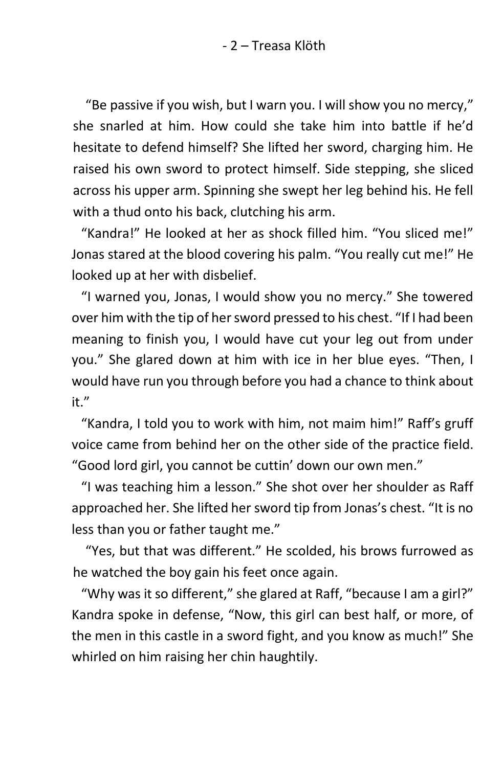"Be passive if you wish, but I warn you. I will show you no mercy," she snarled at him. How could she take him into battle if he'd hesitate to defend himself? She lifted her sword, charging him. He raised his own sword to protect himself. Side stepping, she sliced across his upper arm. Spinning she swept her leg behind his. He fell with a thud onto his back, clutching his arm.

"Kandra!" He looked at her as shock filled him. "You sliced me!" Jonas stared at the blood covering his palm. "You really cut me!" He looked up at her with disbelief.

"I warned you, Jonas, I would show you no mercy." She towered over him with the tip of her sword pressed to his chest. "If I had been meaning to finish you, I would have cut your leg out from under you." She glared down at him with ice in her blue eyes. "Then, I would have run you through before you had a chance to think about it."

"Kandra, I told you to work with him, not maim him!" Raff's gruff voice came from behind her on the other side of the practice field. "Good lord girl, you cannot be cuttin' down our own men."

"I was teaching him a lesson." She shot over her shoulder as Raff approached her. She lifted her sword tip from Jonas's chest. "It is no less than you or father taught me."

"Yes, but that was different." He scolded, his brows furrowed as he watched the boy gain his feet once again.

"Why was it so different," she glared at Raff, "because I am a girl?" Kandra spoke in defense, "Now, this girl can best half, or more, of the men in this castle in a sword fight, and you know as much!" She whirled on him raising her chin haughtily.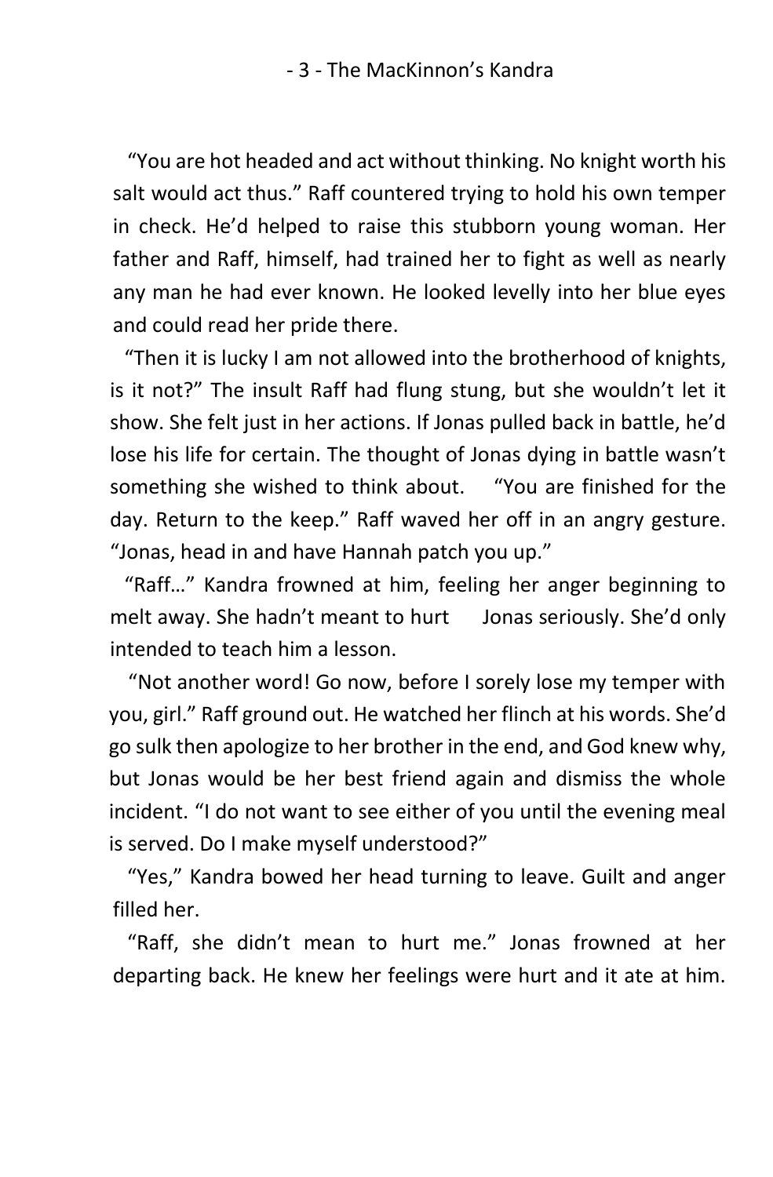"You are hot headed and act without thinking. No knight worth his salt would act thus." Raff countered trying to hold his own temper in check. He'd helped to raise this stubborn young woman. Her father and Raff, himself, had trained her to fight as well as nearly any man he had ever known. He looked levelly into her blue eyes and could read her pride there.

"Then it is lucky I am not allowed into the brotherhood of knights, is it not?" The insult Raff had flung stung, but she wouldn't let it show. She felt just in her actions. If Jonas pulled back in battle, he'd lose his life for certain. The thought of Jonas dying in battle wasn't something she wished to think about. "You are finished for the day. Return to the keep." Raff waved her off in an angry gesture. "Jonas, head in and have Hannah patch you up."

"Raff…" Kandra frowned at him, feeling her anger beginning to melt away. She hadn't meant to hurt Jonas seriously. She'd only intended to teach him a lesson.

"Not another word! Go now, before I sorely lose my temper with you, girl." Raff ground out. He watched her flinch at his words. She'd go sulk then apologize to her brother in the end, and God knew why, but Jonas would be her best friend again and dismiss the whole incident. "I do not want to see either of you until the evening meal is served. Do I make myself understood?"

"Yes," Kandra bowed her head turning to leave. Guilt and anger filled her.

"Raff, she didn't mean to hurt me." Jonas frowned at her departing back. He knew her feelings were hurt and it ate at him.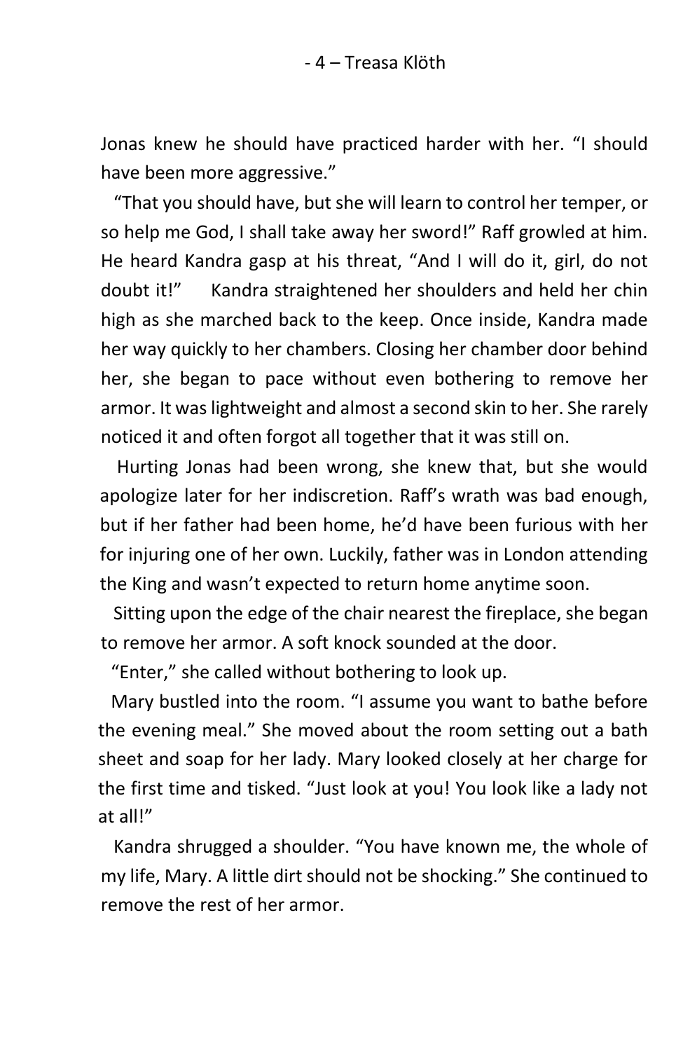Jonas knew he should have practiced harder with her. "I should have been more aggressive."

"That you should have, but she will learn to control her temper, or so help me God, I shall take away her sword!" Raff growled at him. He heard Kandra gasp at his threat, "And I will do it, girl, do not doubt it!" Kandra straightened her shoulders and held her chin high as she marched back to the keep. Once inside, Kandra made her way quickly to her chambers. Closing her chamber door behind her, she began to pace without even bothering to remove her armor. It was lightweight and almost a second skin to her. She rarely noticed it and often forgot all together that it was still on.

Hurting Jonas had been wrong, she knew that, but she would apologize later for her indiscretion. Raff's wrath was bad enough, but if her father had been home, he'd have been furious with her for injuring one of her own. Luckily, father was in London attending the King and wasn't expected to return home anytime soon.

Sitting upon the edge of the chair nearest the fireplace, she began to remove her armor. A soft knock sounded at the door.

"Enter," she called without bothering to look up.

Mary bustled into the room. "I assume you want to bathe before the evening meal." She moved about the room setting out a bath sheet and soap for her lady. Mary looked closely at her charge for the first time and tisked. "Just look at you! You look like a lady not at all!"

Kandra shrugged a shoulder. "You have known me, the whole of my life, Mary. A little dirt should not be shocking." She continued to remove the rest of her armor.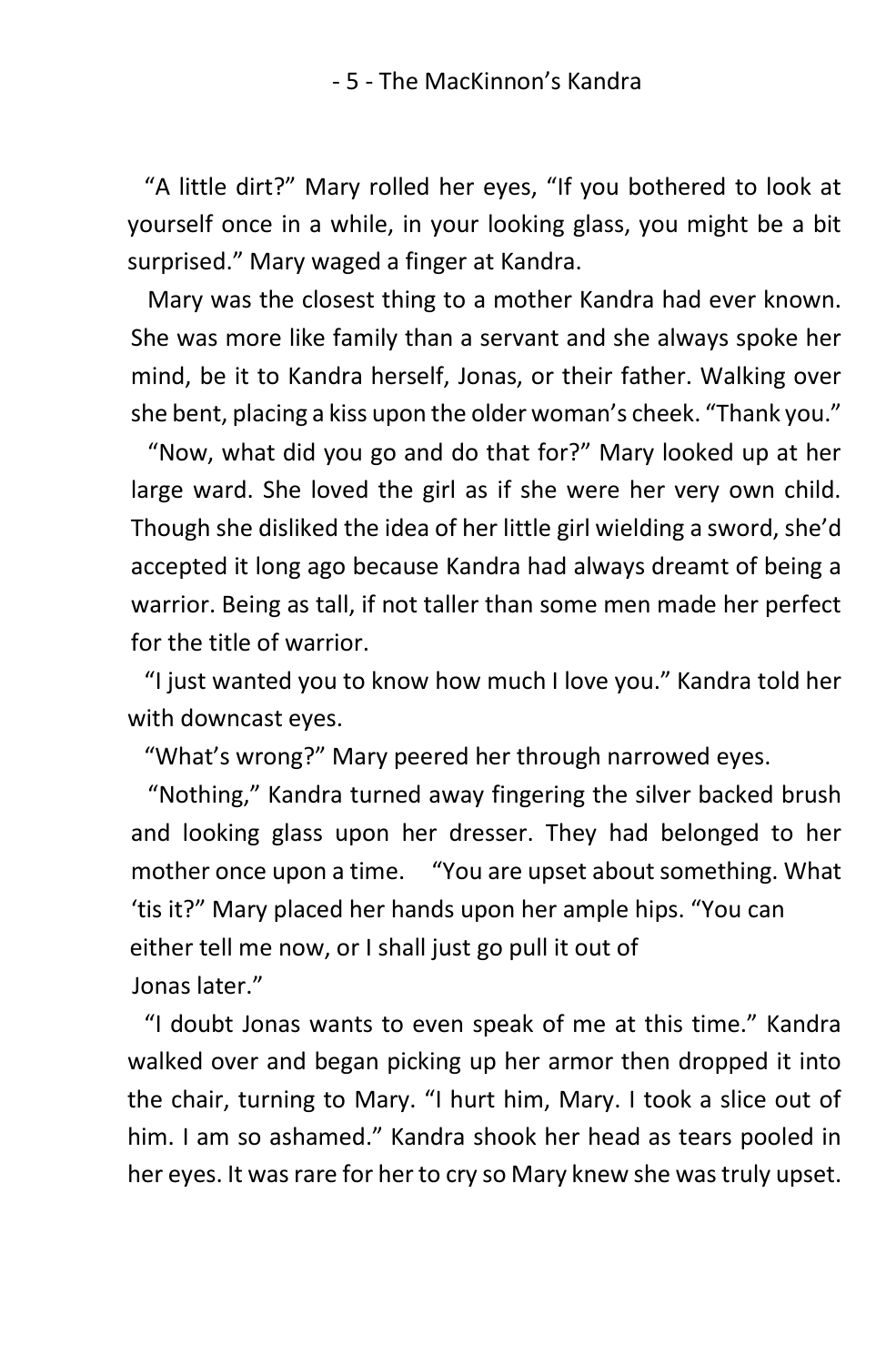"A little dirt?" Mary rolled her eyes, "If you bothered to look at yourself once in a while, in your looking glass, you might be a bit surprised." Mary waged a finger at Kandra.

Mary was the closest thing to a mother Kandra had ever known. She was more like family than a servant and she always spoke her mind, be it to Kandra herself, Jonas, or their father. Walking over she bent, placing a kiss upon the older woman's cheek. "Thank you."

"Now, what did you go and do that for?" Mary looked up at her large ward. She loved the girl as if she were her very own child. Though she disliked the idea of her little girl wielding a sword, she'd accepted it long ago because Kandra had always dreamt of being a warrior. Being as tall, if not taller than some men made her perfect for the title of warrior.

"I just wanted you to know how much I love you." Kandra told her with downcast eyes.

"What's wrong?" Mary peered her through narrowed eyes.

"Nothing," Kandra turned away fingering the silver backed brush and looking glass upon her dresser. They had belonged to her mother once upon a time. "You are upset about something. What 'tis it?" Mary placed her hands upon her ample hips. "You can either tell me now, or I shall just go pull it out of Jonas later."

"I doubt Jonas wants to even speak of me at this time." Kandra walked over and began picking up her armor then dropped it into the chair, turning to Mary. "I hurt him, Mary. I took a slice out of him. I am so ashamed." Kandra shook her head as tears pooled in her eyes. It was rare for her to cry so Mary knew she was truly upset.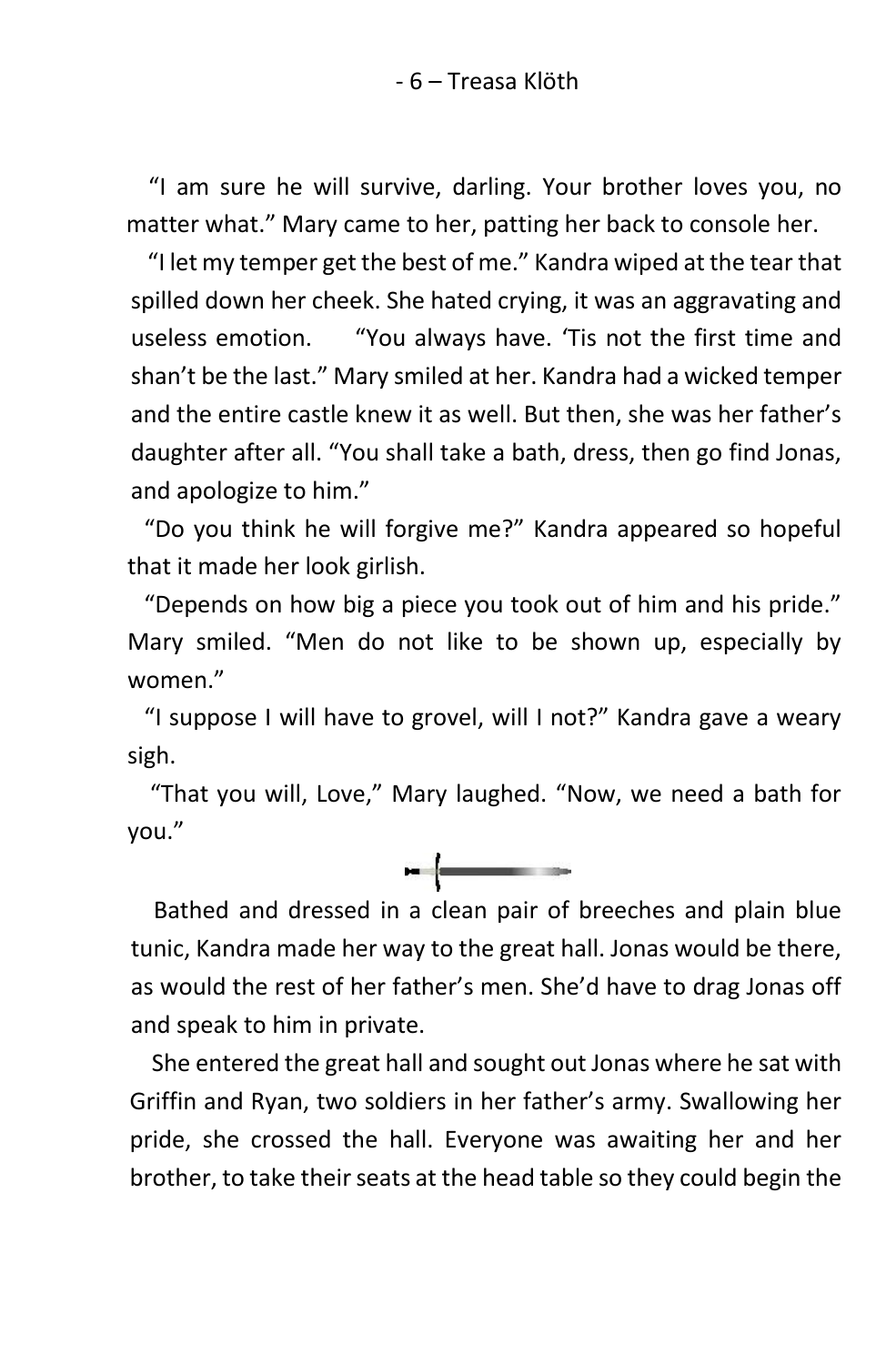"I am sure he will survive, darling. Your brother loves you, no matter what." Mary came to her, patting her back to console her.

"I let my temper get the best of me." Kandra wiped at the tear that spilled down her cheek. She hated crying, it was an aggravating and useless emotion.

"You always have. 'Tis not the first time and shan't be the last." Mary smiled at her. Kandra had a wicked temper and the entire castle knew it as well. But then, she was her father's daughter after all. "You shall take a bath, dress, then go find Jonas, and apologize to him."

"Do you think he will forgive me?" Kandra appeared so hopeful that it made her look girlish.

"Depends on how big a piece you took out of him and his pride." Mary smiled. "Men do not like to be shown up, especially by women."

"I suppose I will have to grovel, will I not?" Kandra gave a weary sigh.

"That you will, Love," Mary laughed. "Now, we need a bath for you."

---

Bathed and dressed in a clean pair of breeches and plain blue tunic, Kandra made her way to the great hall. Jonas would be there, as would the rest of her father's men. She'd have to drag Jonas off and speak to him in private.

She entered the great hall and sought out Jonas where he sat with Griffin and Ryan, two soldiers in her father's army. Swallowing her pride, she crossed the hall. Everyone was awaiting her and her brother, to take their seats at the head table so they could begin the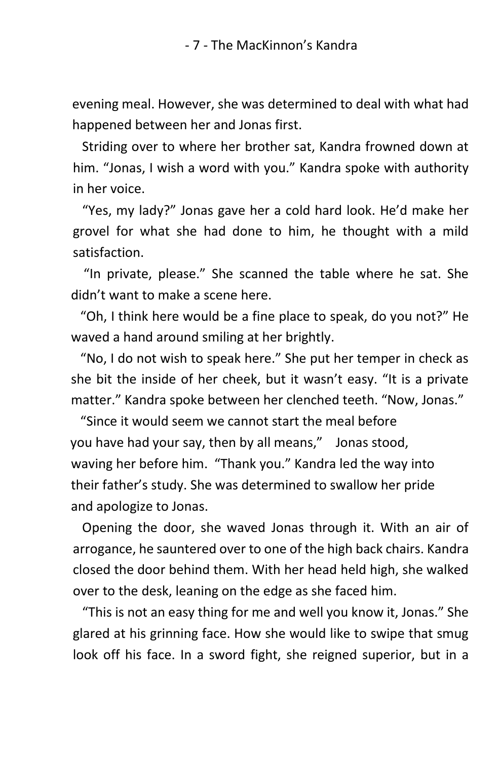evening meal. However, she was determined to deal with what had happened between her and Jonas first.

Striding over to where her brother sat, Kandra frowned down at him. "Jonas, I wish a word with you." Kandra spoke with authority in her voice.

"Yes, my lady?" Jonas gave her a cold hard look. He'd make her grovel for what she had done to him, he thought with a mild satisfaction.

"In private, please." She scanned the table where he sat. She didn't want to make a scene here.

"Oh, I think here would be a fine place to speak, do you not?" He waved a hand around smiling at her brightly.

"No, I do not wish to speak here." She put her temper in check as she bit the inside of her cheek, but it wasn't easy. "It is a private matter." Kandra spoke between her clenched teeth. "Now, Jonas."

"Since it would seem we cannot start the meal before you have had your say, then by all means," Jonas stood, waving her before him. "Thank you." Kandra led the way into their father's study. She was determined to swallow her pride and apologize to Jonas.

Opening the door, she waved Jonas through it. With an air of arrogance, he sauntered over to one of the high back chairs. Kandra closed the door behind them. With her head held high, she walked over to the desk, leaning on the edge as she faced him.

"This is not an easy thing for me and well you know it, Jonas." She glared at his grinning face. How she would like to swipe that smug look off his face. In a sword fight, she reigned superior, but in a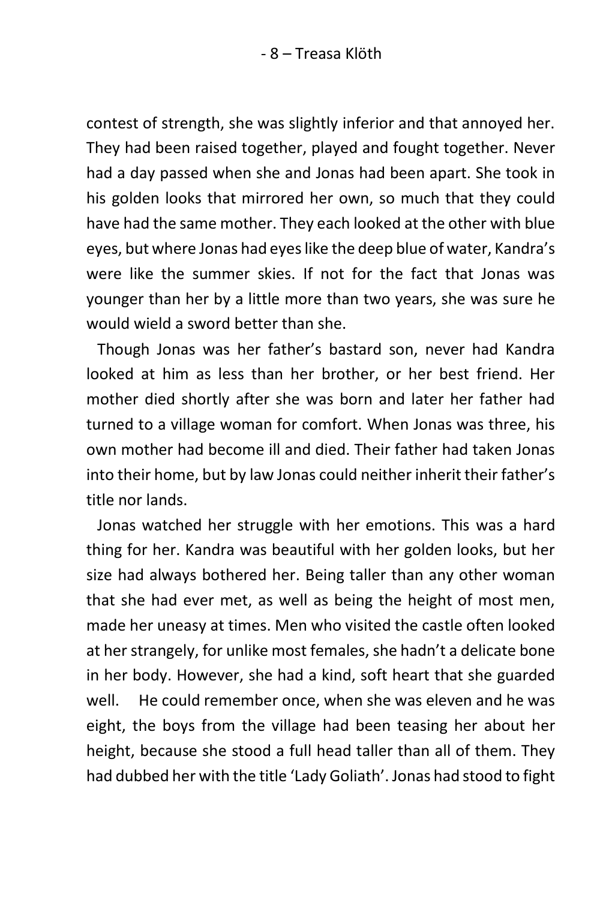contest of strength, she was slightly inferior and that annoyed her. They had been raised together, played and fought together. Never had a day passed when she and Jonas had been apart. She took in his golden looks that mirrored her own, so much that they could have had the same mother. They each looked at the other with blue eyes, but where Jonas had eyes like the deep blue of water, Kandra's were like the summer skies. If not for the fact that Jonas was younger than her by a little more than two years, she was sure he would wield a sword better than she.

Though Jonas was her father's bastard son, never had Kandra looked at him as less than her brother, or her best friend. Her mother died shortly after she was born and later her father had turned to a village woman for comfort. When Jonas was three, his own mother had become ill and died. Their father had taken Jonas into their home, but by law Jonas could neither inherit their father's title nor lands.

Jonas watched her struggle with her emotions. This was a hard thing for her. Kandra was beautiful with her golden looks, but her size had always bothered her. Being taller than any other woman that she had ever met, as well as being the height of most men, made her uneasy at times. Men who visited the castle often looked at her strangely, for unlike most females, she hadn't a delicate bone in her body. However, she had a kind, soft heart that she guarded well. He could remember once, when she was eleven and he was eight, the boys from the village had been teasing her about her height, because she stood a full head taller than all of them. They had dubbed her with the title 'Lady Goliath'. Jonas had stood to fight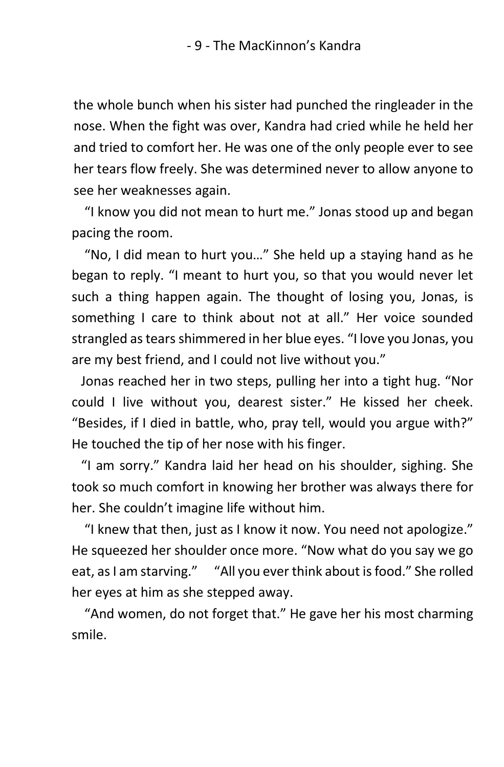the whole bunch when his sister had punched the ringleader in the nose. When the fight was over, Kandra had cried while he held her and tried to comfort her. He was one of the only people ever to see her tears flow freely. She was determined never to allow anyone to see her weaknesses again.

"I know you did not mean to hurt me." Jonas stood up and began pacing the room.

"No, I did mean to hurt you…" She held up a staying hand as he began to reply. "I meant to hurt you, so that you would never let such a thing happen again. The thought of losing you, Jonas, is something I care to think about not at all." Her voice sounded strangled as tears shimmered in her blue eyes. "I love you Jonas, you are my best friend, and I could not live without you."

Jonas reached her in two steps, pulling her into a tight hug. "Nor could I live without you, dearest sister." He kissed her cheek. "Besides, if I died in battle, who, pray tell, would you argue with?" He touched the tip of her nose with his finger.

"I am sorry." Kandra laid her head on his shoulder, sighing. She took so much comfort in knowing her brother was always there for her. She couldn't imagine life without him.

"I knew that then, just as I know it now. You need not apologize." He squeezed her shoulder once more. "Now what do you say we go eat, as I am starving." "All you ever think about is food." She rolled her eyes at him as she stepped away.

"And women, do not forget that." He gave her his most charming smile.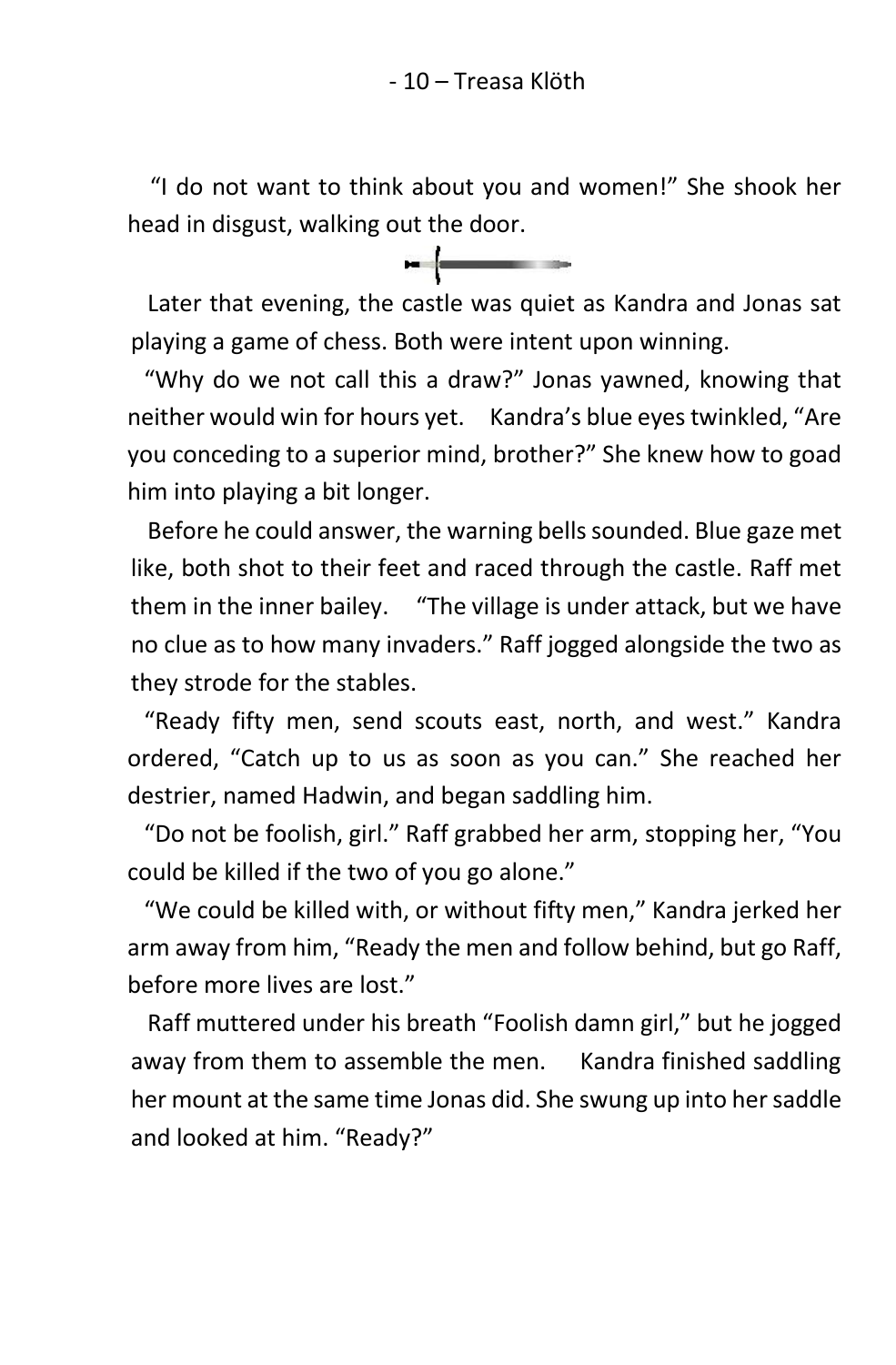"I do not want to think about you and women!" She shook her head in disgust, walking out the door.

Later that evening, the castle was quiet as Kandra and Jonas sat playing a game of chess. Both were intent upon winning.

"Why do we not call this a draw?" Jonas yawned, knowing that neither would win for hours yet. Kandra's blue eyes twinkled, "Are you conceding to a superior mind, brother?" She knew how to goad him into playing a bit longer.

Before he could answer, the warning bells sounded. Blue gaze met like, both shot to their feet and raced through the castle. Raff met them in the inner bailey. "The village is under attack, but we have no clue as to how many invaders." Raff jogged alongside the two as they strode for the stables.

"Ready fifty men, send scouts east, north, and west." Kandra ordered, "Catch up to us as soon as you can." She reached her destrier, named Hadwin, and began saddling him.

"Do not be foolish, girl." Raff grabbed her arm, stopping her, "You could be killed if the two of you go alone."

"We could be killed with, or without fifty men," Kandra jerked her arm away from him, "Ready the men and follow behind, but go Raff, before more lives are lost."

Raff muttered under his breath "Foolish damn girl," but he jogged away from them to assemble the men. Kandra finished saddling her mount at the same time Jonas did. She swung up into her saddle and looked at him. "Ready?"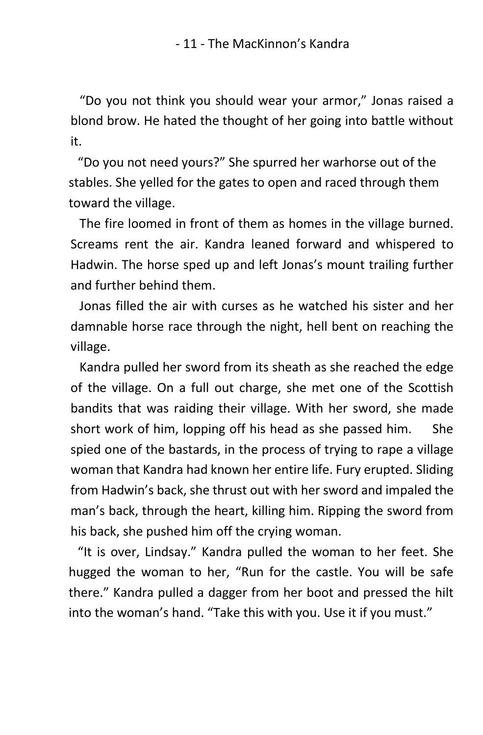"Do you not think you should wear your armor," Jonas raised a blond brow. He hated the thought of her going into battle without it.

"Do you not need yours?" She spurred her warhorse out of the stables. She yelled for the gates to open and raced through them toward the village.

The fire loomed in front of them as homes in the village burned. Screams rent the air. Kandra leaned forward and whispered to Hadwin. The horse sped up and left Jonas's mount trailing further and further behind them.

Jonas filled the air with curses as he watched his sister and her damnable horse race through the night, hell bent on reaching the village.

Kandra pulled her sword from its sheath as she reached the edge of the village. On a full out charge, she met one of the Scottish bandits that was raiding their village. With her sword, she made short work of him, lopping off his head as she passed him. She spied one of the bastards, in the process of trying to rape a village woman that Kandra had known her entire life. Fury erupted. Sliding from Hadwin's back, she thrust out with her sword and impaled the man's back, through the heart, killing him. Ripping the sword from his back, she pushed him off the crying woman.

"It is over, Lindsay." Kandra pulled the woman to her feet. She hugged the woman to her, "Run for the castle. You will be safe there." Kandra pulled a dagger from her boot and pressed the hilt into the woman's hand. "Take this with you. Use it if you must."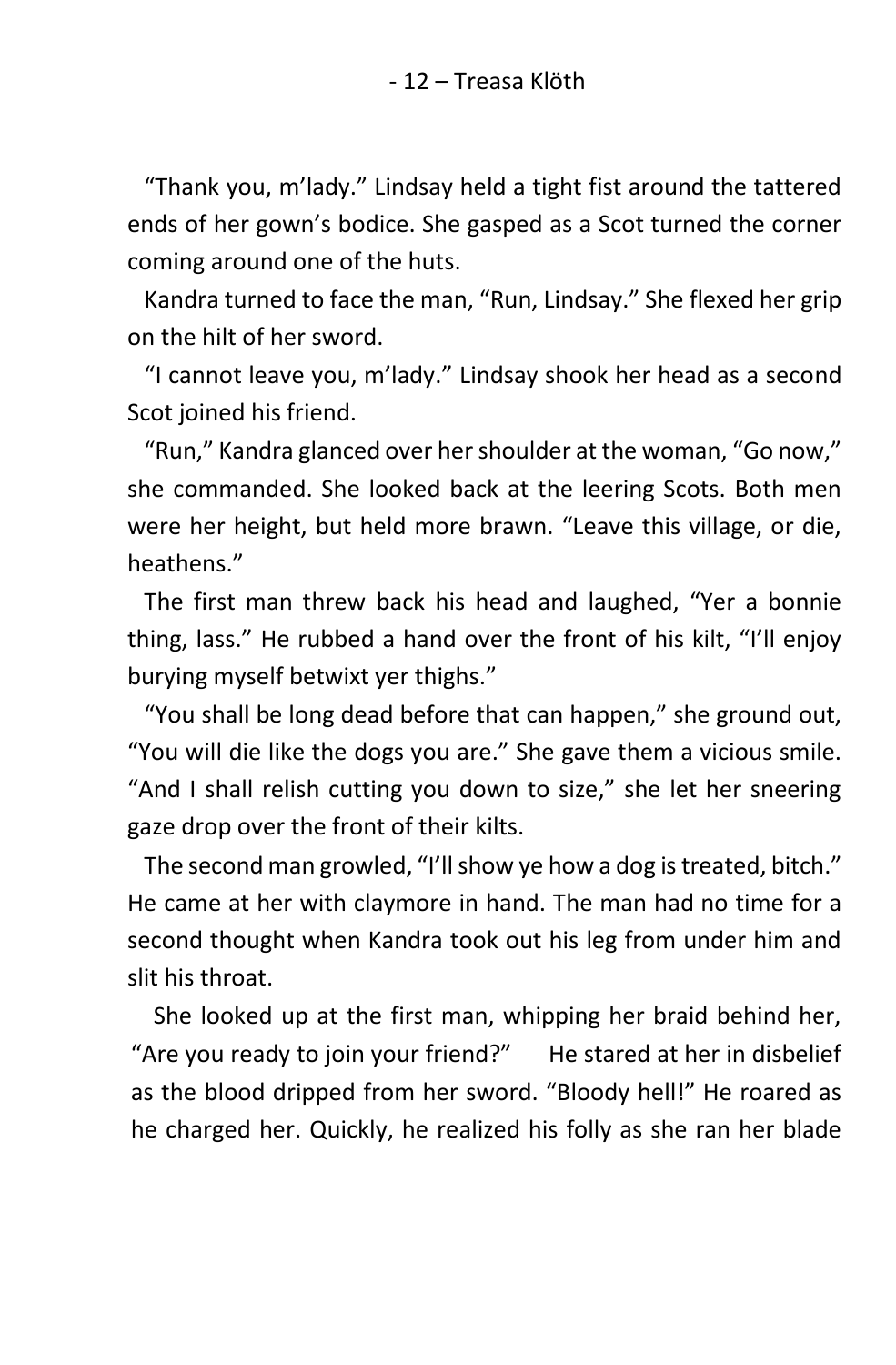"Thank you, m'lady." Lindsay held a tight fist around the tattered ends of her gown's bodice. She gasped as a Scot turned the corner coming around one of the huts.

Kandra turned to face the man, "Run, Lindsay." She flexed her grip on the hilt of her sword.

"I cannot leave you, m'lady." Lindsay shook her head as a second Scot joined his friend.

"Run," Kandra glanced over her shoulder at the woman, "Go now," she commanded. She looked back at the leering Scots. Both men were her height, but held more brawn. "Leave this village, or die, heathens."

The first man threw back his head and laughed, "Yer a bonnie thing, lass." He rubbed a hand over the front of his kilt, "I'll enjoy burying myself betwixt yer thighs."

"You shall be long dead before that can happen," she ground out, "You will die like the dogs you are." She gave them a vicious smile. "And I shall relish cutting you down to size," she let her sneering gaze drop over the front of their kilts.

The second man growled, "I'll show ye how a dog is treated, bitch." He came at her with claymore in hand. The man had no time for a second thought when Kandra took out his leg from under him and slit his throat.

She looked up at the first man, whipping her braid behind her, "Are you ready to join your friend?" He stared at her in disbelief as the blood dripped from her sword. "Bloody hell!" He roared as he charged her. Quickly, he realized his folly as she ran her blade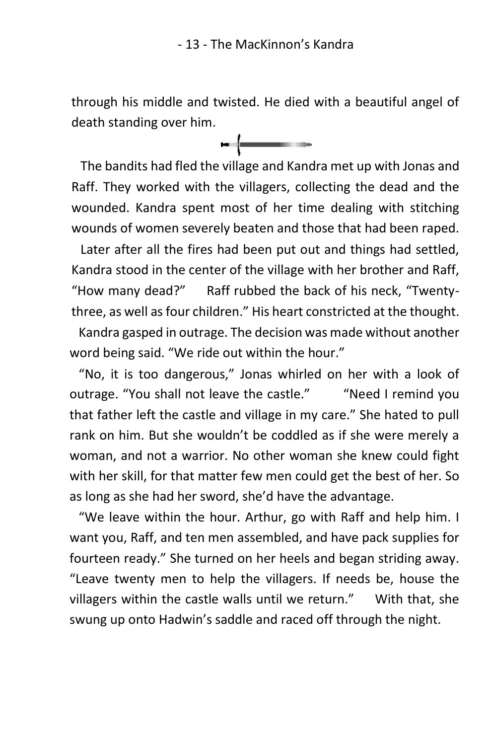through his middle and twisted. He died with a beautiful angel of death standing over him.

The bandits had fled the village and Kandra met up with Jonas and Raff. They worked with the villagers, collecting the dead and the wounded. Kandra spent most of her time dealing with stitching wounds of women severely beaten and those that had been raped.

Later after all the fires had been put out and things had settled, Kandra stood in the center of the village with her brother and Raff, "How many dead?" Raff rubbed the back of his neck, "Twenty-three, as well as four children." His heart constricted at the thought.

Kandra gasped in outrage. The decision was made without another word being said. "We ride out within the hour."

"No, it is too dangerous," Jonas whirled on her with a look of outrage. "You shall not leave the castle." "Need I remind you that father left the castle and village in my care." She hated to pull rank on him. But she wouldn't be coddled as if she were merely a woman, and not a warrior. No other woman she knew could fight with her skill, for that matter few men could get the best of her. So as long as she had her sword, she'd have the advantage.

"We leave within the hour. Arthur, go with Raff and help him. I want you, Raff, and ten men assembled, and have pack supplies for fourteen ready." She turned on her heels and began striding away. "Leave twenty men to help the villagers. If needs be, house the villagers within the castle walls until we return." With that, she swung up onto Hadwin's saddle and raced off through the night.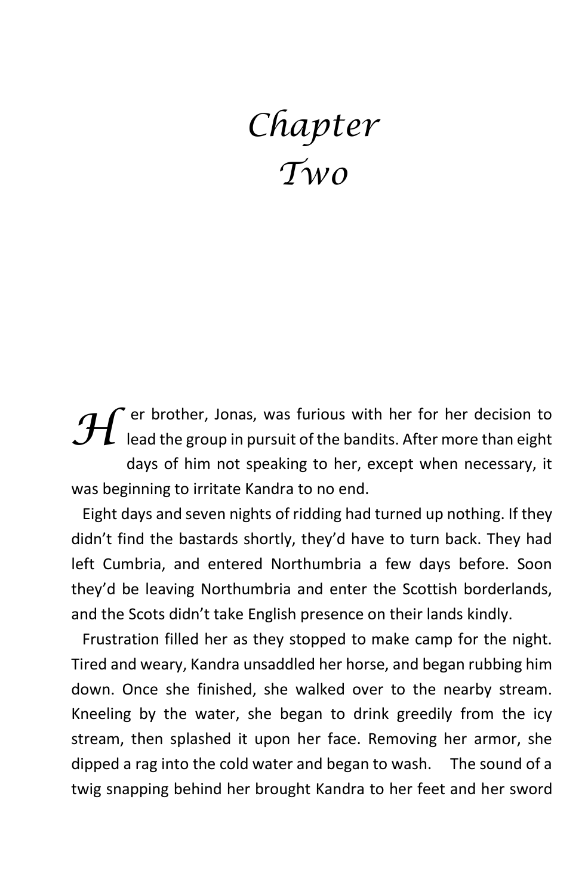# Chapter Two

Her brother, Jonas, was furious with her for her decision to lead the group in pursuit of the bandits. After more than eight days of him not speaking to her, except when necessary, it was beginning to irritate Kandra to no end.

Eight days and seven nights of ridding had turned up nothing. If they didn't find the bastards shortly, they'd have to turn back. They had left Cumbria, and entered Northumbria a few days before. Soon they'd be leaving Northumbria and enter the Scottish borderlands, and the Scots didn't take English presence on their lands kindly.

Frustration filled her as they stopped to make camp for the night. Tired and weary, Kandra unsaddled her horse, and began rubbing him down. Once she finished, she walked over to the nearby stream. Kneeling by the water, she began to drink greedily from the icy stream, then splashed it upon her face. Removing her armor, she dipped a rag into the cold water and began to wash. The sound of a twig snapping behind her brought Kandra to her feet and her sword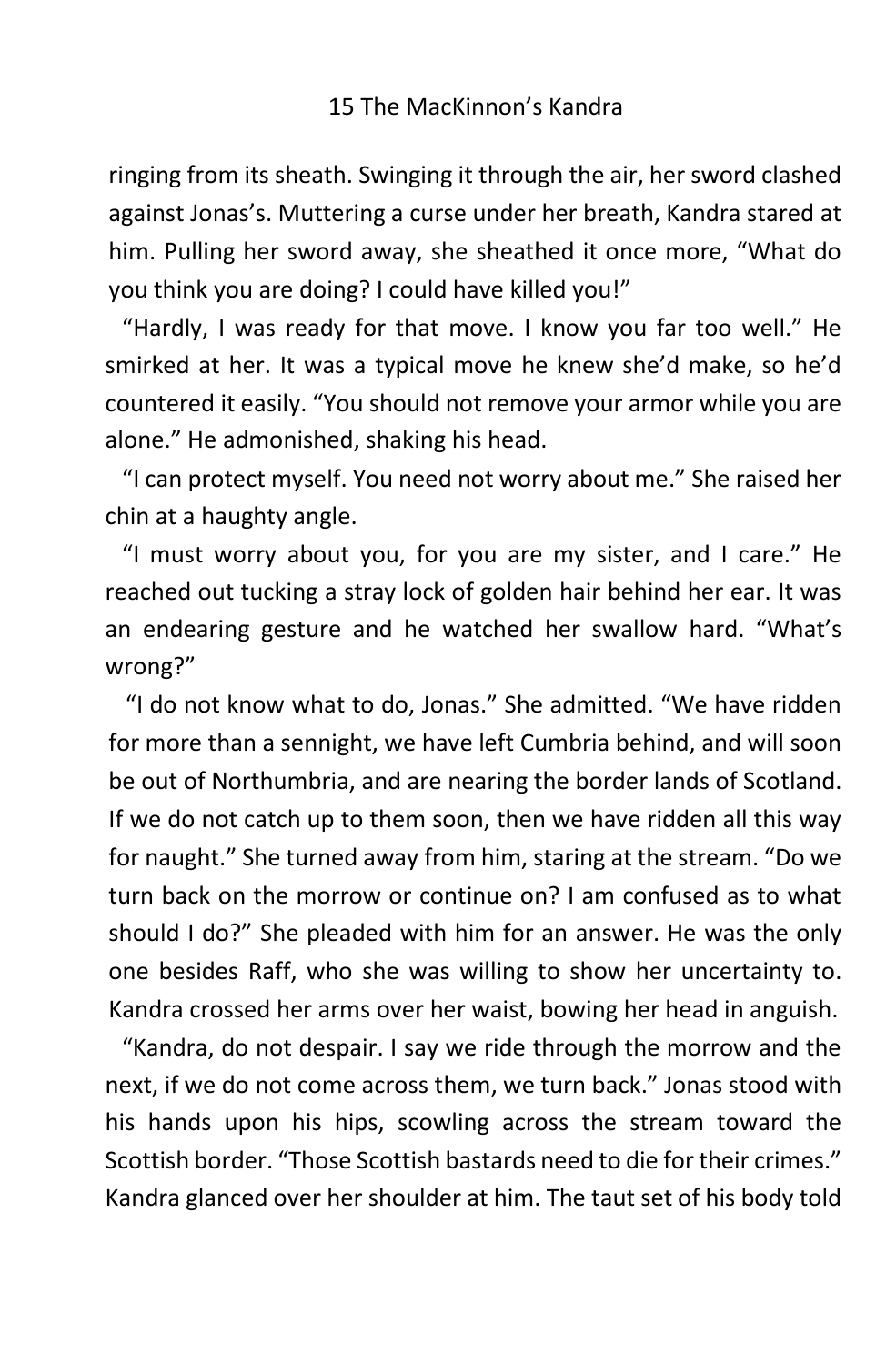ringing from its sheath. Swinging it through the air, her sword clashed against Jonas's. Muttering a curse under her breath, Kandra stared at him. Pulling her sword away, she sheathed it once more, "What do you think you are doing? I could have killed you!"

"Hardly, I was ready for that move. I know you far too well." He smirked at her. It was a typical move he knew she'd make, so he'd countered it easily. "You should not remove your armor while you are alone." He admonished, shaking his head.

"I can protect myself. You need not worry about me." She raised her chin at a haughty angle.

"I must worry about you, for you are my sister, and I care." He reached out tucking a stray lock of golden hair behind her ear. It was an endearing gesture and he watched her swallow hard. "What's wrong?"

"I do not know what to do, Jonas." She admitted. "We have ridden for more than a sennight, we have left Cumbria behind, and will soon be out of Northumbria, and are nearing the border lands of Scotland. If we do not catch up to them soon, then we have ridden all this way for naught." She turned away from him, staring at the stream. "Do we turn back on the morrow or continue on? I am confused as to what should I do?" She pleaded with him for an answer. He was the only one besides Raff, who she was willing to show her uncertainty to. Kandra crossed her arms over her waist, bowing her head in anguish.

"Kandra, do not despair. I say we ride through the morrow and the next, if we do not come across them, we turn back." Jonas stood with his hands upon his hips, scowling across the stream toward the Scottish border. "Those Scottish bastards need to die for their crimes." Kandra glanced over her shoulder at him. The taut set of his body told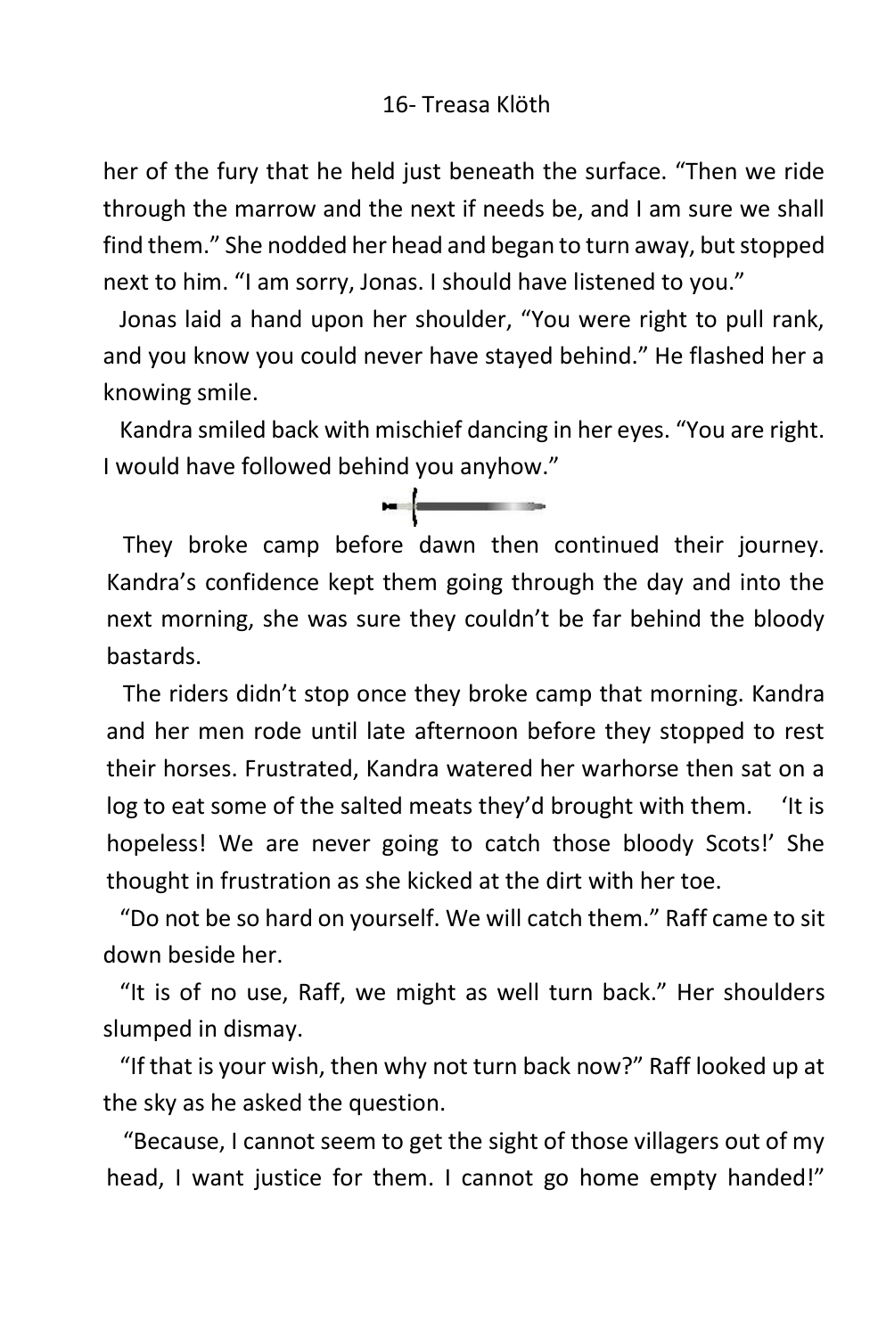her of the fury that he held just beneath the surface. “Then we ride through the marrow and the next if needs be, and I am sure we shall find them.” She nodded her head and began to turn away, but stopped next to him. “I am sorry, Jonas. I should have listened to you.”

Jonas laid a hand upon her shoulder, “You were right to pull rank, and you know you could never have stayed behind.” He flashed her a knowing smile.

Kandra smiled back with mischief dancing in her eyes. “You are right. I would have followed behind you anyhow.”

---

They broke camp before dawn then continued their journey. Kandra’s confidence kept them going through the day and into the next morning, she was sure they couldn’t be far behind the bloody bastards.

The riders didn’t stop once they broke camp that morning. Kandra and her men rode until late afternoon before they stopped to rest their horses. Frustrated, Kandra watered her warhorse then sat on a log to eat some of the salted meats they’d brought with them. *‘It is hopeless! We are never going to catch those bloody Scots!’* She thought in frustration as she kicked at the dirt with her toe.

“Do not be so hard on yourself. We will catch them.” Raff came to sit down beside her.

“It is of no use, Raff, we might as well turn back.” Her shoulders slumped in dismay.

“If that is your wish, then why not turn back now?” Raff looked up at the sky as he asked the question.

“Because, I cannot seem to get the sight of those villagers out of my head, I want justice for them. I cannot go home empty handed!”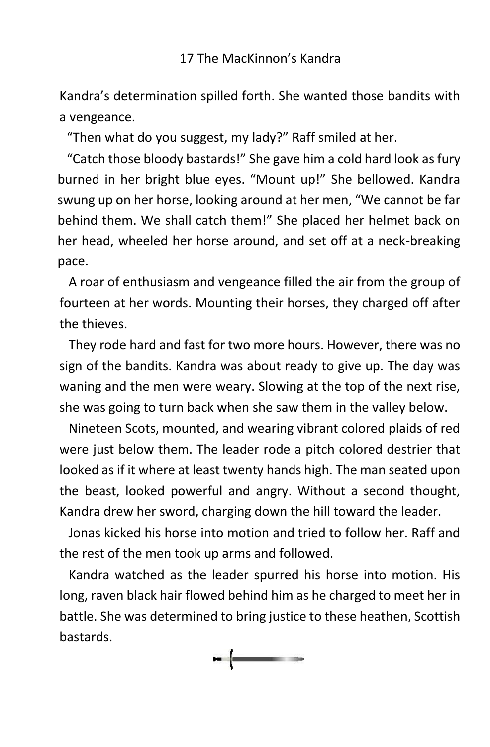Kandra's determination spilled forth. She wanted those bandits with a vengeance.

"Then what do you suggest, my lady?" Raff smiled at her.

"Catch those bloody bastards!" She gave him a cold hard look as fury burned in her bright blue eyes. "Mount up!" She bellowed. Kandra swung up on her horse, looking around at her men, "We cannot be far behind them. We shall catch them!" She placed her helmet back on her head, wheeled her horse around, and set off at a neck-breaking pace.

A roar of enthusiasm and vengeance filled the air from the group of fourteen at her words. Mounting their horses, they charged off after the thieves.

They rode hard and fast for two more hours. However, there was no sign of the bandits. Kandra was about ready to give up. The day was waning and the men were weary. Slowing at the top of the next rise, she was going to turn back when she saw them in the valley below.

Nineteen Scots, mounted, and wearing vibrant colored plaids of red were just below them. The leader rode a pitch colored destrier that looked as if it where at least twenty hands high. The man seated upon the beast, looked powerful and angry. Without a second thought, Kandra drew her sword, charging down the hill toward the leader.

Jonas kicked his horse into motion and tried to follow her. Raff and the rest of the men took up arms and followed.

Kandra watched as the leader spurred his horse into motion. His long, raven black hair flowed behind him as he charged to meet her in battle. She was determined to bring justice to these heathen, Scottish bastards.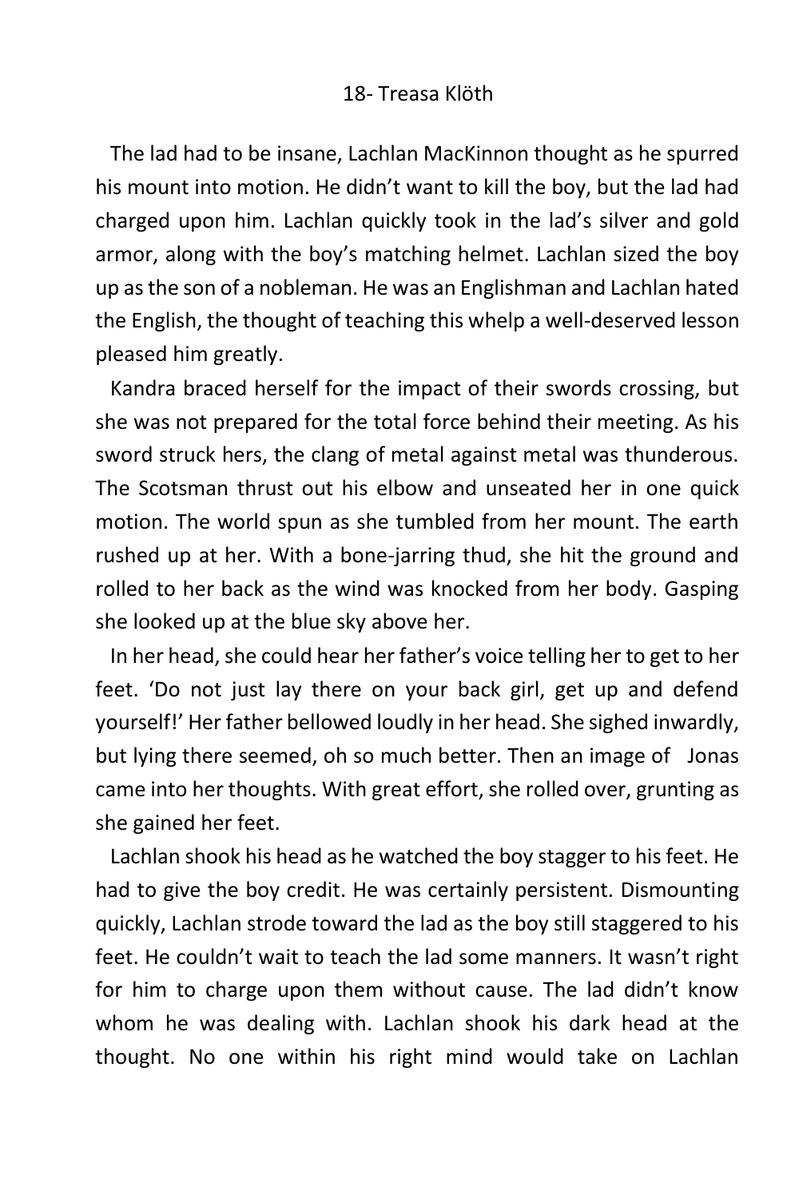The lad had to be insane, Lachlan MacKinnon thought as he spurred his mount into motion. He didn't want to kill the boy, but the lad had charged upon him. Lachlan quickly took in the lad's silver and gold armor, along with the boy's matching helmet. Lachlan sized the boy up as the son of a nobleman. He was an Englishman and Lachlan hated the English, the thought of teaching this whelp a well-deserved lesson pleased him greatly.

Kandra braced herself for the impact of their swords crossing, but she was not prepared for the total force behind their meeting. As his sword struck hers, the clang of metal against metal was thunderous. The Scotsman thrust out his elbow and unseated her in one quick motion. The world spun as she tumbled from her mount. The earth rushed up at her. With a bone-jarring thud, she hit the ground and rolled to her back as the wind was knocked from her body. Gasping she looked up at the blue sky above her.

In her head, she could hear her father's voice telling her to get to her feet. 'Do not just lay there on your back girl, get up and defend yourself!' Her father bellowed loudly in her head. She sighed inwardly, but lying there seemed, oh so much better. Then an image of Jonas came into her thoughts. With great effort, she rolled over, grunting as she gained her feet.

Lachlan shook his head as he watched the boy stagger to his feet. He had to give the boy credit. He was certainly persistent. Dismounting quickly, Lachlan strode toward the lad as the boy still staggered to his feet. He couldn't wait to teach the lad some manners. It wasn't right for him to charge upon them without cause. The lad didn't know whom he was dealing with. Lachlan shook his dark head at the thought. No one within his right mind would take on Lachlan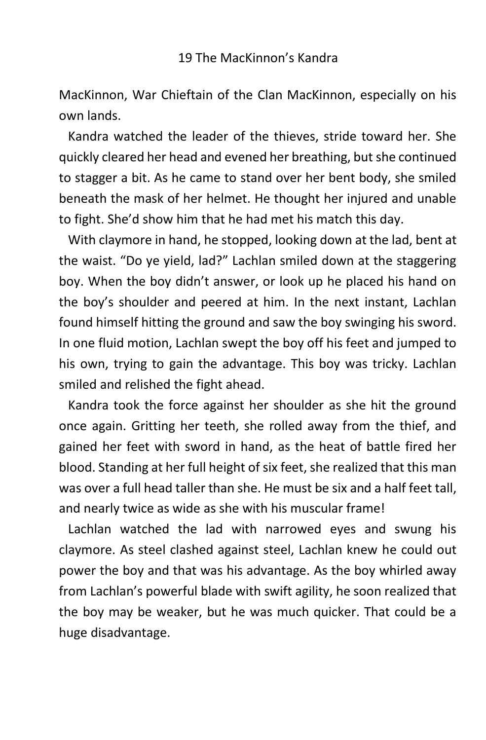MacKinnon, War Chieftain of the Clan MacKinnon, especially on his own lands.

Kandra watched the leader of the thieves, stride toward her. She quickly cleared her head and evened her breathing, but she continued to stagger a bit. As he came to stand over her bent body, she smiled beneath the mask of her helmet. He thought her injured and unable to fight. She'd show him that he had met his match this day.

With claymore in hand, he stopped, looking down at the lad, bent at the waist. "Do ye yield, lad?" Lachlan smiled down at the staggering boy. When the boy didn't answer, or look up he placed his hand on the boy's shoulder and peered at him. In the next instant, Lachlan found himself hitting the ground and saw the boy swinging his sword. In one fluid motion, Lachlan swept the boy off his feet and jumped to his own, trying to gain the advantage. This boy was tricky. Lachlan smiled and relished the fight ahead.

Kandra took the force against her shoulder as she hit the ground once again. Gritting her teeth, she rolled away from the thief, and gained her feet with sword in hand, as the heat of battle fired her blood. Standing at her full height of six feet, she realized that this man was over a full head taller than she. He must be six and a half feet tall, and nearly twice as wide as she with his muscular frame!

Lachlan watched the lad with narrowed eyes and swung his claymore. As steel clashed against steel, Lachlan knew he could out power the boy and that was his advantage. As the boy whirled away from Lachlan's powerful blade with swift agility, he soon realized that the boy may be weaker, but he was much quicker. That could be a huge disadvantage.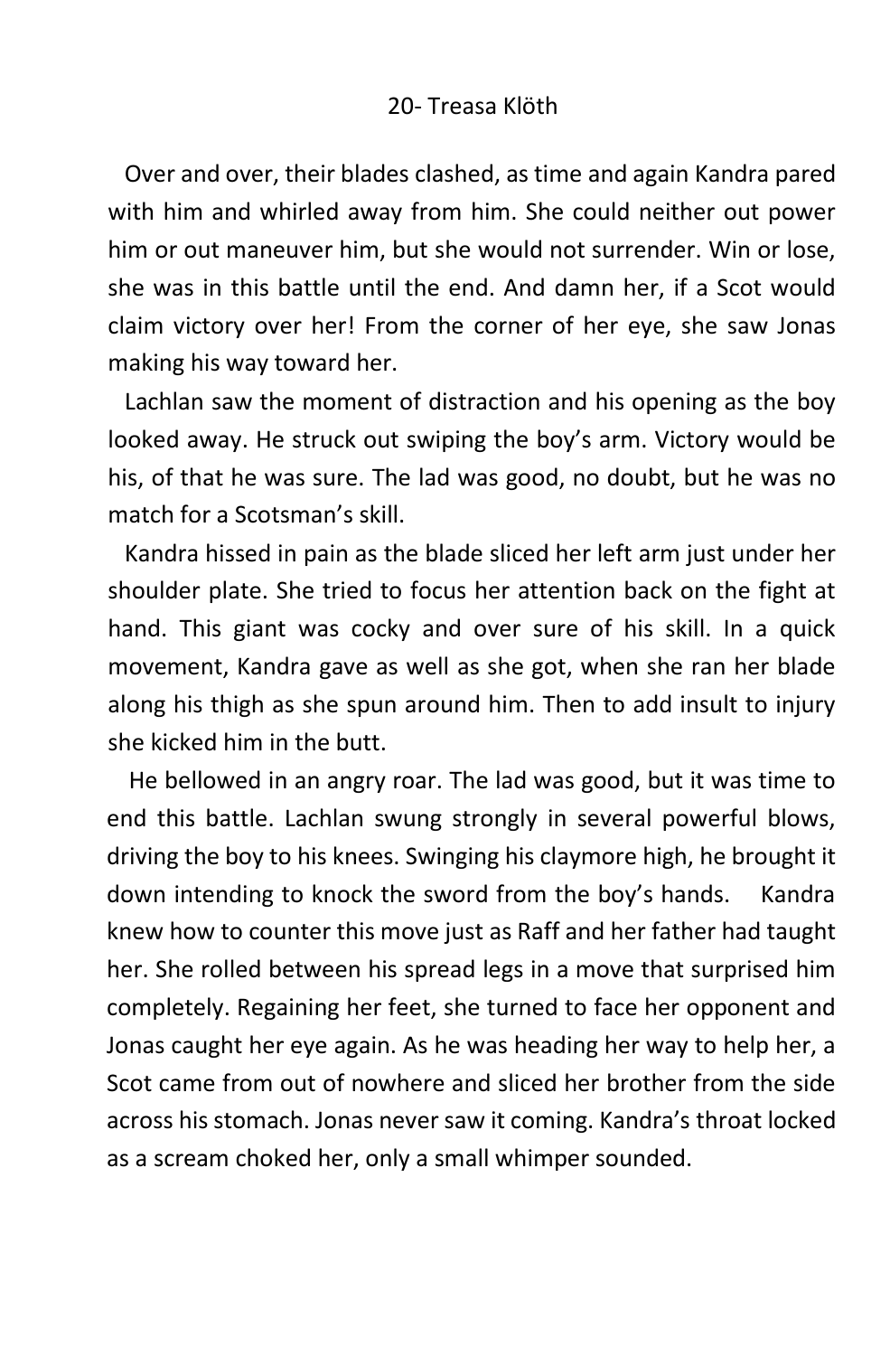Over and over, their blades clashed, as time and again Kandra pared with him and whirled away from him. She could neither out power him or out maneuver him, but she would not surrender. Win or lose, she was in this battle until the end. And damn her, if a Scot would claim victory over her! From the corner of her eye, she saw Jonas making his way toward her.

Lachlan saw the moment of distraction and his opening as the boy looked away. He struck out swiping the boy's arm. Victory would be his, of that he was sure. The lad was good, no doubt, but he was no match for a Scotsman's skill.

Kandra hissed in pain as the blade sliced her left arm just under her shoulder plate. She tried to focus her attention back on the fight at hand. This giant was cocky and over sure of his skill. In a quick movement, Kandra gave as well as she got, when she ran her blade along his thigh as she spun around him. Then to add insult to injury she kicked him in the butt.

He bellowed in an angry roar. The lad was good, but it was time to end this battle. Lachlan swung strongly in several powerful blows, driving the boy to his knees. Swinging his claymore high, he brought it down intending to knock the sword from the boy's hands. Kandra knew how to counter this move just as Raff and her father had taught her. She rolled between his spread legs in a move that surprised him completely. Regaining her feet, she turned to face her opponent and Jonas caught her eye again. As he was heading her way to help her, a Scot came from out of nowhere and sliced her brother from the side across his stomach. Jonas never saw it coming. Kandra's throat locked as a scream choked her, only a small whimper sounded.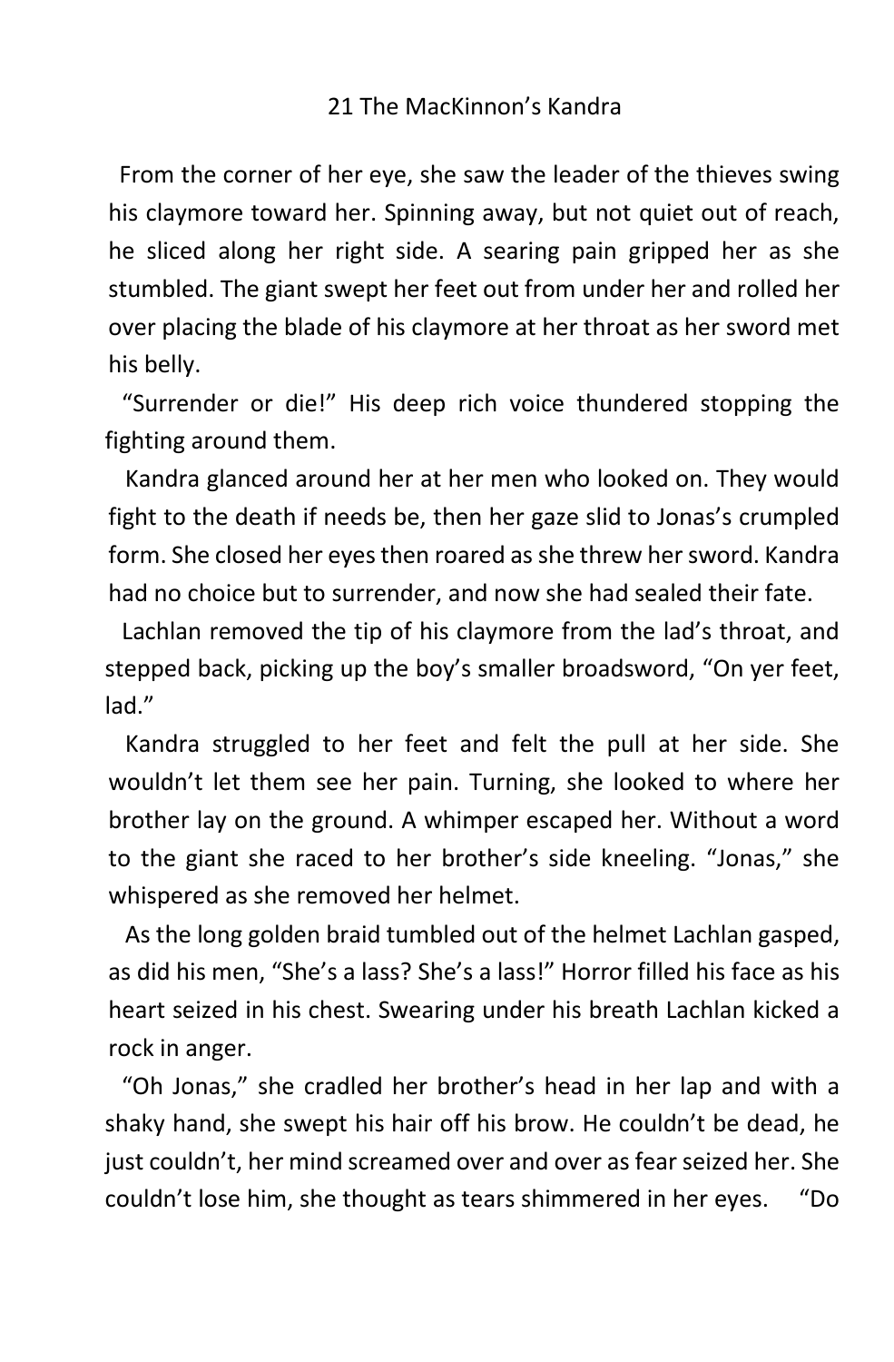21 The MacKinnon's Kandra

From the corner of her eye, she saw the leader of the thieves swing his claymore toward her. Spinning away, but not quiet out of reach, he sliced along her right side. A searing pain gripped her as she stumbled. The giant swept her feet out from under her and rolled her over placing the blade of his claymore at her throat as her sword met his belly.

"Surrender or die!" His deep rich voice thundered stopping the fighting around them.

Kandra glanced around her at her men who looked on. They would fight to the death if needs be, then her gaze slid to Jonas's crumpled form. She closed her eyes then roared as she threw her sword. Kandra had no choice but to surrender, and now she had sealed their fate.

Lachlan removed the tip of his claymore from the lad's throat, and stepped back, picking up the boy's smaller broadsword, "On yer feet, lad."

Kandra struggled to her feet and felt the pull at her side. She wouldn't let them see her pain. Turning, she looked to where her brother lay on the ground. A whimper escaped her. Without a word to the giant she raced to her brother's side kneeling. "Jonas," she whispered as she removed her helmet.

As the long golden braid tumbled out of the helmet Lachlan gasped, as did his men, "She's a lass? She's a lass!" Horror filled his face as his heart seized in his chest. Swearing under his breath Lachlan kicked a rock in anger.

"Oh Jonas," she cradled her brother's head in her lap and with a shaky hand, she swept his hair off his brow. He couldn't be dead, he just couldn't, her mind screamed over and over as fear seized her. She couldn't lose him, she thought as tears shimmered in her eyes. "Do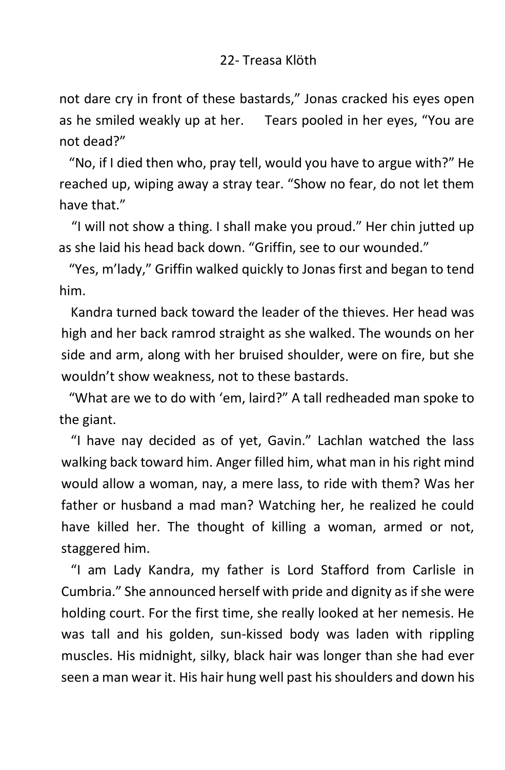not dare cry in front of these bastards," Jonas cracked his eyes open as he smiled weakly up at her. Tears pooled in her eyes, "You are not dead?"

"No, if I died then who, pray tell, would you have to argue with?" He reached up, wiping away a stray tear. "Show no fear, do not let them have that."

"I will not show a thing. I shall make you proud." Her chin jutted up as she laid his head back down. "Griffin, see to our wounded."

"Yes, m'lady," Griffin walked quickly to Jonas first and began to tend him.

Kandra turned back toward the leader of the thieves. Her head was high and her back ramrod straight as she walked. The wounds on her side and arm, along with her bruised shoulder, were on fire, but she wouldn't show weakness, not to these bastards.

"What are we to do with 'em, laird?" A tall redheaded man spoke to the giant.

"I have nay decided as of yet, Gavin." Lachlan watched the lass walking back toward him. Anger filled him, what man in his right mind would allow a woman, nay, a mere lass, to ride with them? Was her father or husband a mad man? Watching her, he realized he could have killed her. The thought of killing a woman, armed or not, staggered him.

"I am Lady Kandra, my father is Lord Stafford from Carlisle in Cumbria." She announced herself with pride and dignity as if she were holding court. For the first time, she really looked at her nemesis. He was tall and his golden, sun-kissed body was laden with rippling muscles. His midnight, silky, black hair was longer than she had ever seen a man wear it. His hair hung well past his shoulders and down his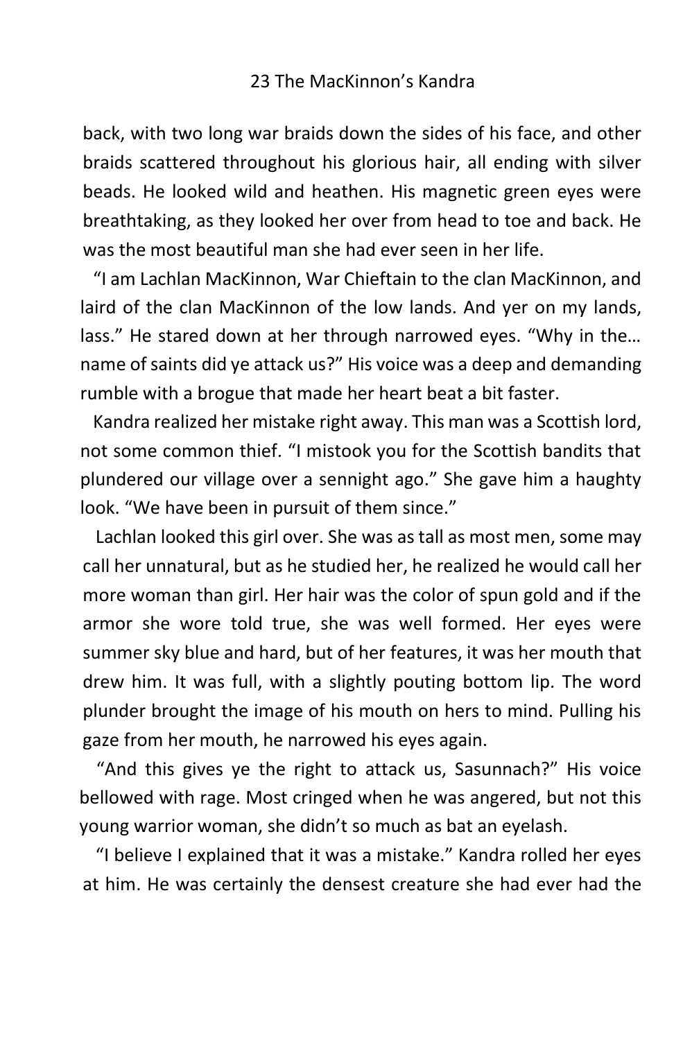back, with two long war braids down the sides of his face, and other braids scattered throughout his glorious hair, all ending with silver beads. He looked wild and heathen. His magnetic green eyes were breathtaking, as they looked her over from head to toe and back. He was the most beautiful man she had ever seen in her life.

"I am Lachlan MacKinnon, War Chieftain to the clan MacKinnon, and laird of the clan MacKinnon of the low lands. And yer on my lands, lass." He stared down at her through narrowed eyes. "Why in the… name of saints did ye attack us?" His voice was a deep and demanding rumble with a brogue that made her heart beat a bit faster.

Kandra realized her mistake right away. This man was a Scottish lord, not some common thief. "I mistook you for the Scottish bandits that plundered our village over a sennight ago." She gave him a haughty look. "We have been in pursuit of them since."

Lachlan looked this girl over. She was as tall as most men, some may call her unnatural, but as he studied her, he realized he would call her more woman than girl. Her hair was the color of spun gold and if the armor she wore told true, she was well formed. Her eyes were summer sky blue and hard, but of her features, it was her mouth that drew him. It was full, with a slightly pouting bottom lip. The word plunder brought the image of his mouth on hers to mind. Pulling his gaze from her mouth, he narrowed his eyes again.

"And this gives ye the right to attack us, Sasunnach?" His voice bellowed with rage. Most cringed when he was angered, but not this young warrior woman, she didn't so much as bat an eyelash.

"I believe I explained that it was a mistake." Kandra rolled her eyes at him. He was certainly the densest creature she had ever had the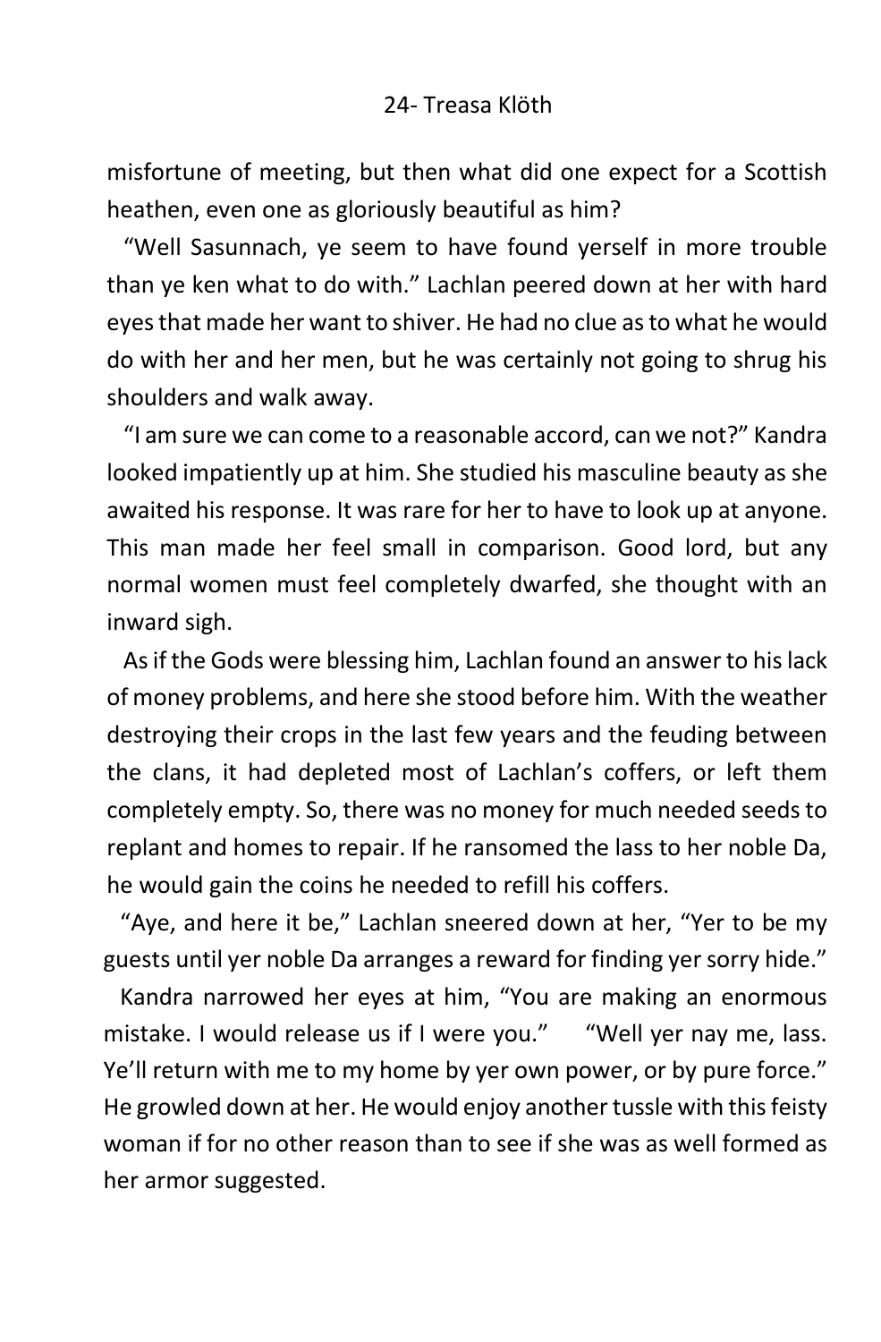misfortune of meeting, but then what did one expect for a Scottish heathen, even one as gloriously beautiful as him?

"Well Sasunnach, ye seem to have found yerself in more trouble than ye ken what to do with." Lachlan peered down at her with hard eyes that made her want to shiver. He had no clue as to what he would do with her and her men, but he was certainly not going to shrug his shoulders and walk away.

"I am sure we can come to a reasonable accord, can we not?" Kandra looked impatiently up at him. She studied his masculine beauty as she awaited his response. It was rare for her to have to look up at anyone. This man made her feel small in comparison. Good lord, but any normal women must feel completely dwarfed, she thought with an inward sigh.

As if the Gods were blessing him, Lachlan found an answer to his lack of money problems, and here she stood before him. With the weather destroying their crops in the last few years and the feuding between the clans, it had depleted most of Lachlan's coffers, or left them completely empty. So, there was no money for much needed seeds to replant and homes to repair. If he ransomed the lass to her noble Da, he would gain the coins he needed to refill his coffers.

"Aye, and here it be," Lachlan sneered down at her, "Yer to be my guests until yer noble Da arranges a reward for finding yer sorry hide."

Kandra narrowed her eyes at him, "You are making an enormous mistake. I would release us if I were you." "Well yer nay me, lass. Ye'll return with me to my home by yer own power, or by pure force." He growled down at her. He would enjoy another tussle with this feisty woman if for no other reason than to see if she was as well formed as her armor suggested.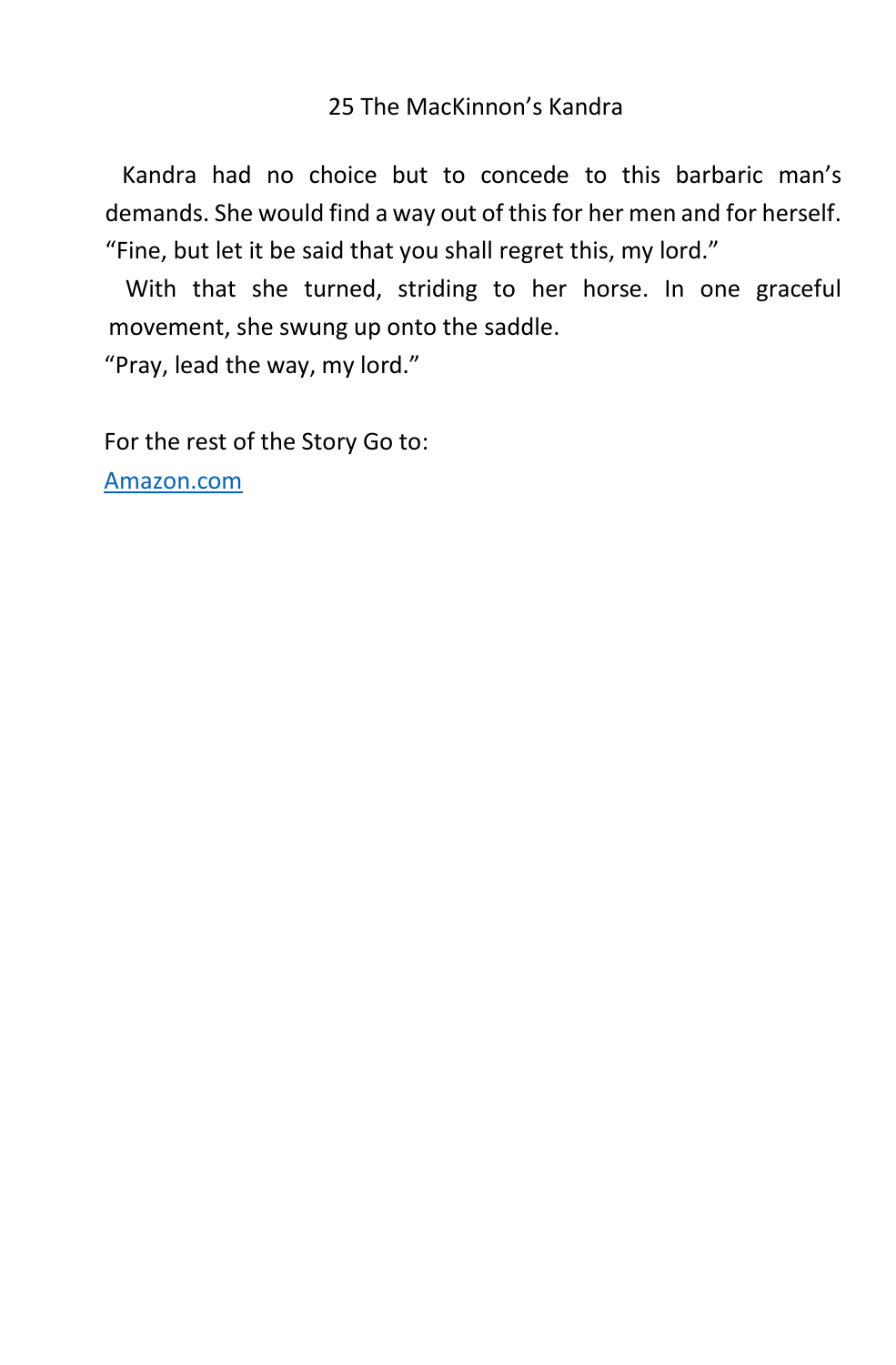25 The MacKinnon's Kandra

Kandra had no choice but to concede to this barbaric man's demands. She would find a way out of this for her men and for herself. "Fine, but let it be said that you shall regret this, my lord."

With that she turned, striding to her horse. In one graceful movement, she swung up onto the saddle.

"Pray, lead the way, my lord."

For the rest of the Story Go to:

[Amazon.com]